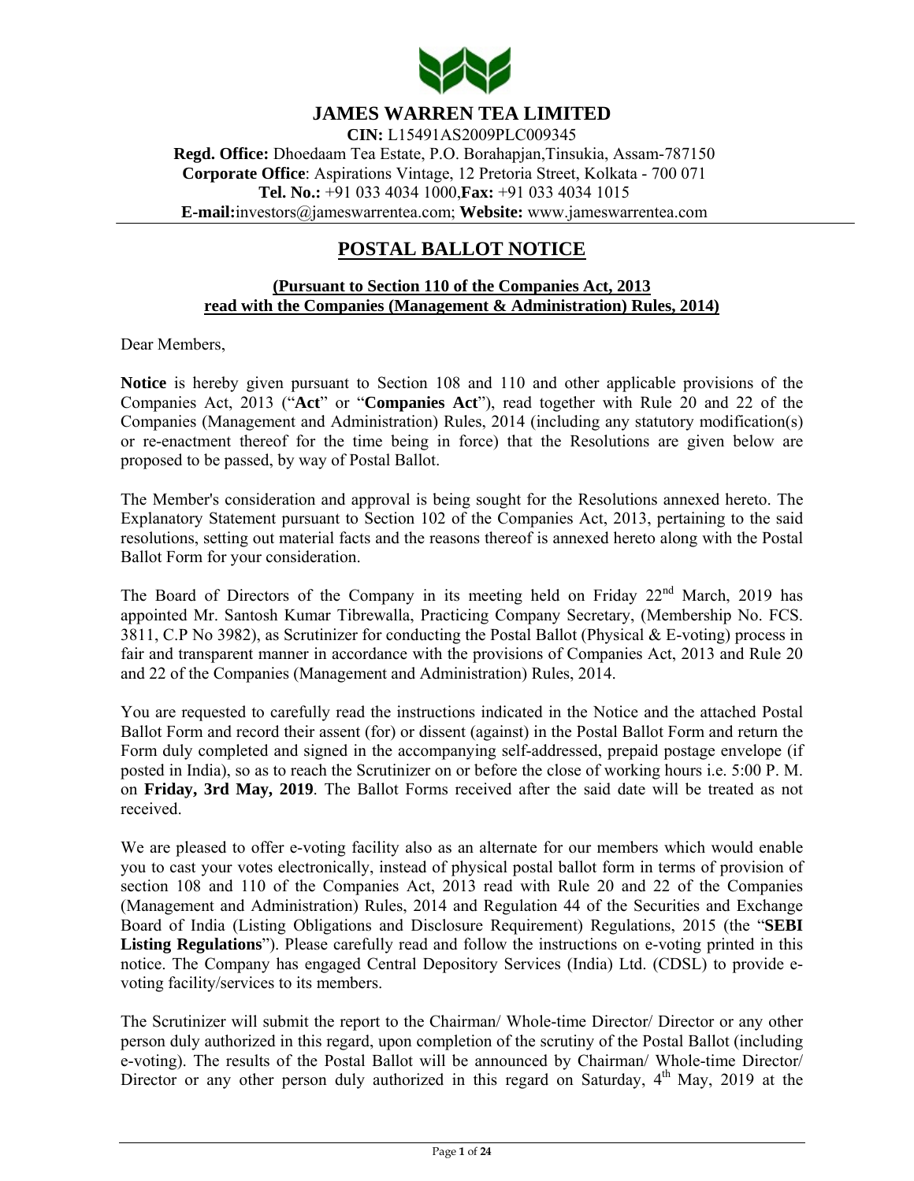# JAMES WARREN TEA LIMITED

**CIN:** L15491AS2009PLC009345
**Regd. Office:** Dhoedaam Tea Estate, P.O. Borahapjan,Tinsukia, Assam-787150
**Corporate Office**: Aspirations Vintage, 12 Pretoria Street, Kolkata - 700 071
**Tel. No.:** +91 033 4034 1000,**Fax:** +91 033 4034 1015
**E-mail:**investors@jameswarrentea.com; **Website:** www.jameswarrentea.com

## POSTAL BALLOT NOTICE

**(Pursuant to Section 110 of the Companies Act, 2013 read with the Companies (Management & Administration) Rules, 2014)**

Dear Members,

**Notice** is hereby given pursuant to Section 108 and 110 and other applicable provisions of the Companies Act, 2013 ("**Act**" or "**Companies Act**"), read together with Rule 20 and 22 of the Companies (Management and Administration) Rules, 2014 (including any statutory modification(s) or re-enactment thereof for the time being in force) that the Resolutions are given below are proposed to be passed, by way of Postal Ballot.

The Member's consideration and approval is being sought for the Resolutions annexed hereto. The Explanatory Statement pursuant to Section 102 of the Companies Act, 2013, pertaining to the said resolutions, setting out material facts and the reasons thereof is annexed hereto along with the Postal Ballot Form for your consideration.

The Board of Directors of the Company in its meeting held on Friday 22nd March, 2019 has appointed Mr. Santosh Kumar Tibrewalla, Practicing Company Secretary, (Membership No. FCS. 3811, C.P No 3982), as Scrutinizer for conducting the Postal Ballot (Physical & E-voting) process in fair and transparent manner in accordance with the provisions of Companies Act, 2013 and Rule 20 and 22 of the Companies (Management and Administration) Rules, 2014.

You are requested to carefully read the instructions indicated in the Notice and the attached Postal Ballot Form and record their assent (for) or dissent (against) in the Postal Ballot Form and return the Form duly completed and signed in the accompanying self-addressed, prepaid postage envelope (if posted in India), so as to reach the Scrutinizer on or before the close of working hours i.e. 5:00 P. M. on **Friday, 3rd May, 2019**. The Ballot Forms received after the said date will be treated as not received.

We are pleased to offer e-voting facility also as an alternate for our members which would enable you to cast your votes electronically, instead of physical postal ballot form in terms of provision of section 108 and 110 of the Companies Act, 2013 read with Rule 20 and 22 of the Companies (Management and Administration) Rules, 2014 and Regulation 44 of the Securities and Exchange Board of India (Listing Obligations and Disclosure Requirement) Regulations, 2015 (the "**SEBI Listing Regulations**"). Please carefully read and follow the instructions on e-voting printed in this notice. The Company has engaged Central Depository Services (India) Ltd. (CDSL) to provide e-voting facility/services to its members.

The Scrutinizer will submit the report to the Chairman/ Whole-time Director/ Director or any other person duly authorized in this regard, upon completion of the scrutiny of the Postal Ballot (including e-voting). The results of the Postal Ballot will be announced by Chairman/ Whole-time Director/ Director or any other person duly authorized in this regard on Saturday, 4th May, 2019 at the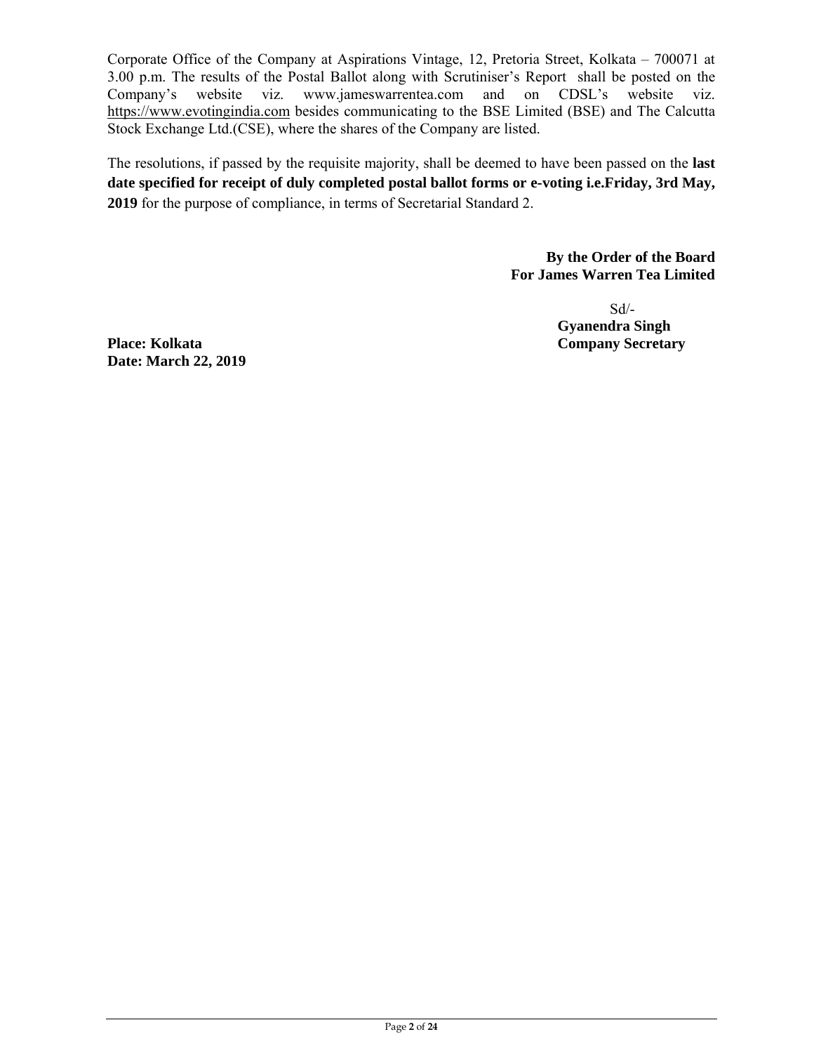Corporate Office of the Company at Aspirations Vintage, 12, Pretoria Street, Kolkata – 700071 at 3.00 p.m. The results of the Postal Ballot along with Scrutiniser's Report shall be posted on the Company's website viz. www.jameswarrentea.com and on CDSL's website viz. https://www.evotingindia.com besides communicating to the BSE Limited (BSE) and The Calcutta Stock Exchange Ltd.(CSE), where the shares of the Company are listed.

The resolutions, if passed by the requisite majority, shall be deemed to have been passed on the **last date specified for receipt of duly completed postal ballot forms or e-voting i.e.Friday, 3rd May, 2019** for the purpose of compliance, in terms of Secretarial Standard 2.

**By the Order of the Board**
**For James Warren Tea Limited**

Sd/-
**Gyanendra Singh**
**Company Secretary**

**Place: Kolkata**
**Date: March 22, 2019**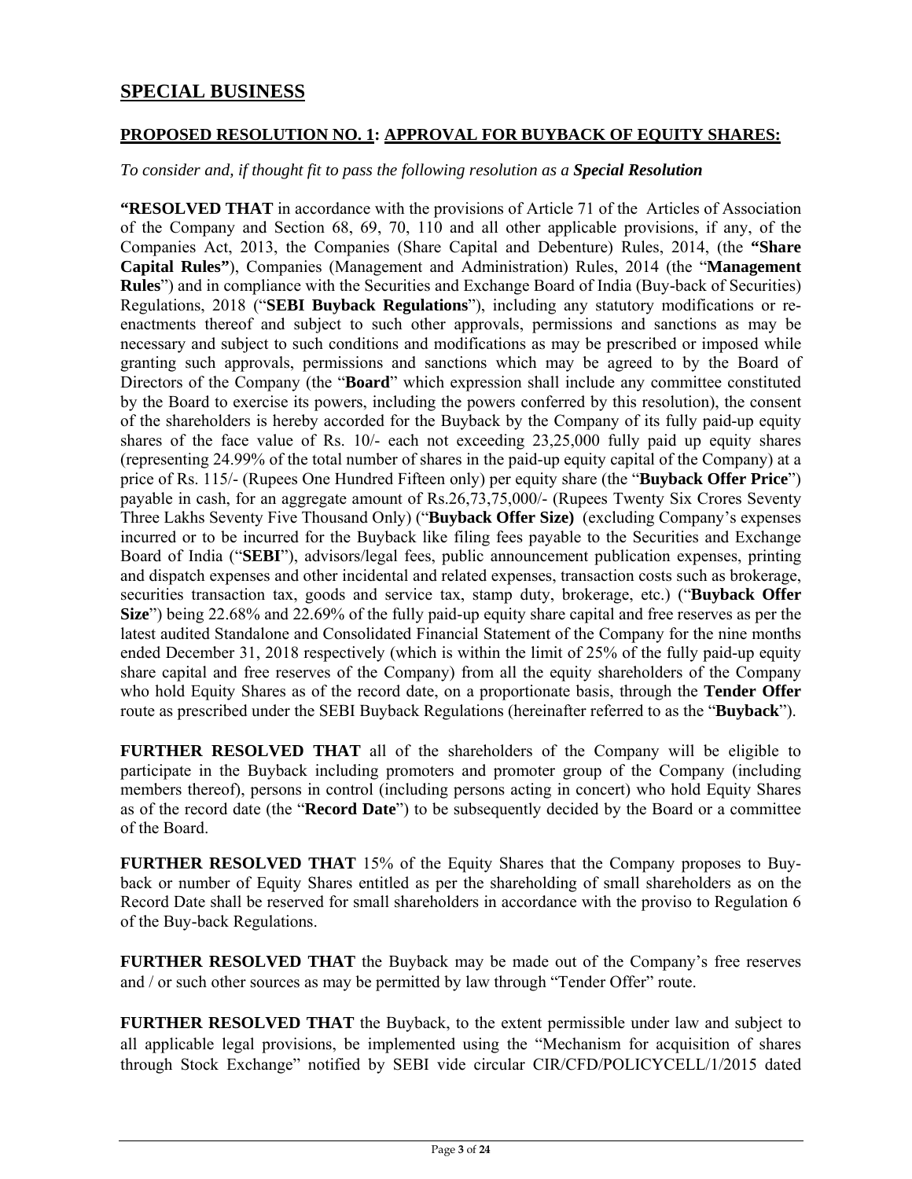## **SPECIAL BUSINESS**

### **PROPOSED RESOLUTION NO. 1: APPROVAL FOR BUYBACK OF EQUITY SHARES:**

*To consider and, if thought fit to pass the following resolution as a* ***Special Resolution***

**"RESOLVED THAT** in accordance with the provisions of Article 71 of the Articles of Association of the Company and Section 68, 69, 70, 110 and all other applicable provisions, if any, of the Companies Act, 2013, the Companies (Share Capital and Debenture) Rules, 2014, (the **"Share Capital Rules"**), Companies (Management and Administration) Rules, 2014 (the "**Management Rules**") and in compliance with the Securities and Exchange Board of India (Buy-back of Securities) Regulations, 2018 ("**SEBI Buyback Regulations**"), including any statutory modifications or re-enactments thereof and subject to such other approvals, permissions and sanctions as may be necessary and subject to such conditions and modifications as may be prescribed or imposed while granting such approvals, permissions and sanctions which may be agreed to by the Board of Directors of the Company (the "**Board**" which expression shall include any committee constituted by the Board to exercise its powers, including the powers conferred by this resolution), the consent of the shareholders is hereby accorded for the Buyback by the Company of its fully paid-up equity shares of the face value of Rs. 10/- each not exceeding 23,25,000 fully paid up equity shares (representing 24.99% of the total number of shares in the paid-up equity capital of the Company) at a price of Rs. 115/- (Rupees One Hundred Fifteen only) per equity share (the "**Buyback Offer Price**") payable in cash, for an aggregate amount of Rs.26,73,75,000/- (Rupees Twenty Six Crores Seventy Three Lakhs Seventy Five Thousand Only) ("**Buyback Offer Size)** (excluding Company's expenses incurred or to be incurred for the Buyback like filing fees payable to the Securities and Exchange Board of India ("**SEBI**"), advisors/legal fees, public announcement publication expenses, printing and dispatch expenses and other incidental and related expenses, transaction costs such as brokerage, securities transaction tax, goods and service tax, stamp duty, brokerage, etc.) ("**Buyback Offer Size**") being 22.68% and 22.69% of the fully paid-up equity share capital and free reserves as per the latest audited Standalone and Consolidated Financial Statement of the Company for the nine months ended December 31, 2018 respectively (which is within the limit of 25% of the fully paid-up equity share capital and free reserves of the Company) from all the equity shareholders of the Company who hold Equity Shares as of the record date, on a proportionate basis, through the **Tender Offer** route as prescribed under the SEBI Buyback Regulations (hereinafter referred to as the "**Buyback**").

**FURTHER RESOLVED THAT** all of the shareholders of the Company will be eligible to participate in the Buyback including promoters and promoter group of the Company (including members thereof), persons in control (including persons acting in concert) who hold Equity Shares as of the record date (the "**Record Date**") to be subsequently decided by the Board or a committee of the Board.

**FURTHER RESOLVED THAT** 15% of the Equity Shares that the Company proposes to Buy-back or number of Equity Shares entitled as per the shareholding of small shareholders as on the Record Date shall be reserved for small shareholders in accordance with the proviso to Regulation 6 of the Buy-back Regulations.

**FURTHER RESOLVED THAT** the Buyback may be made out of the Company's free reserves and / or such other sources as may be permitted by law through "Tender Offer" route.

**FURTHER RESOLVED THAT** the Buyback, to the extent permissible under law and subject to all applicable legal provisions, be implemented using the "Mechanism for acquisition of shares through Stock Exchange" notified by SEBI vide circular CIR/CFD/POLICYCELL/1/2015 dated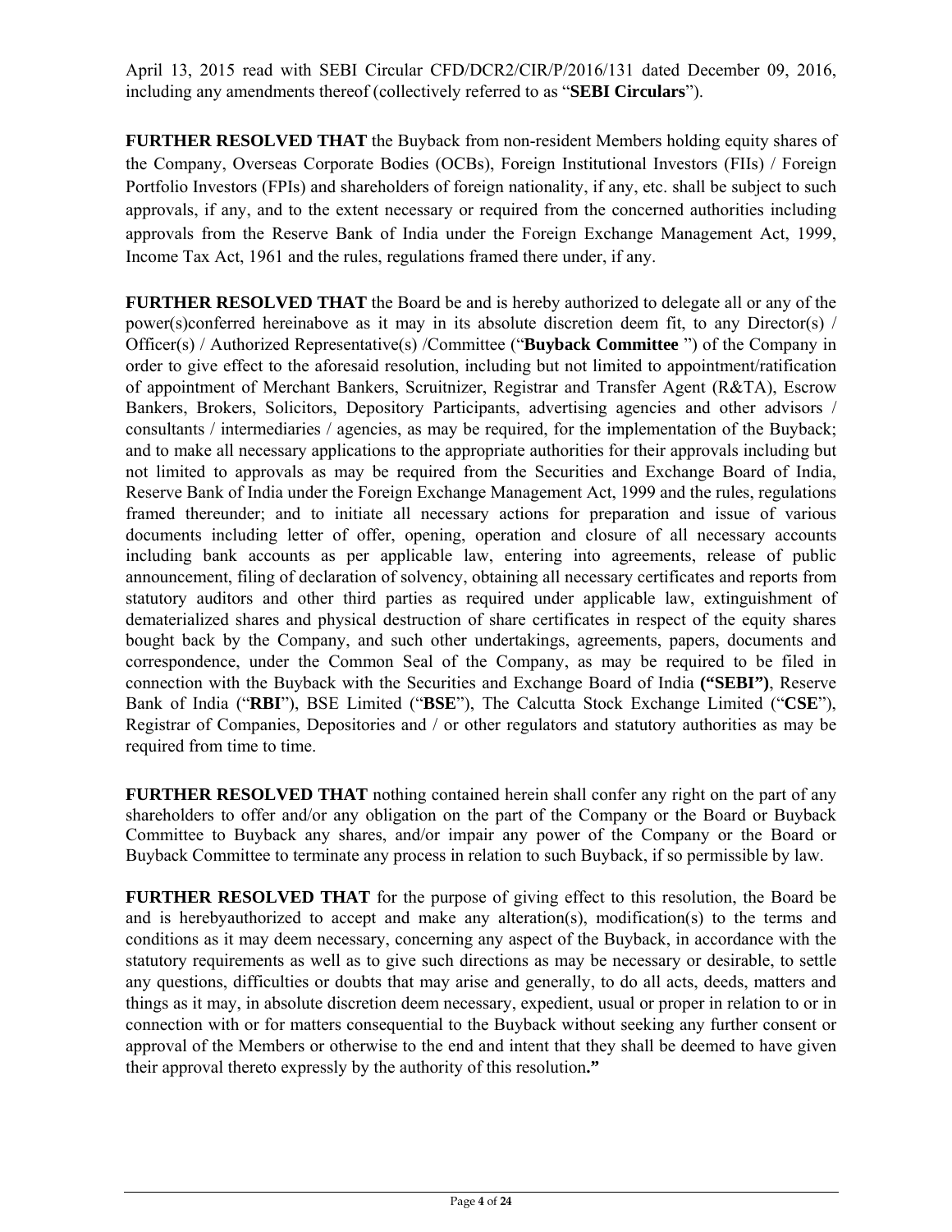April 13, 2015 read with SEBI Circular CFD/DCR2/CIR/P/2016/131 dated December 09, 2016, including any amendments thereof (collectively referred to as "**SEBI Circulars**").

**FURTHER RESOLVED THAT** the Buyback from non-resident Members holding equity shares of the Company, Overseas Corporate Bodies (OCBs), Foreign Institutional Investors (FIIs) / Foreign Portfolio Investors (FPIs) and shareholders of foreign nationality, if any, etc. shall be subject to such approvals, if any, and to the extent necessary or required from the concerned authorities including approvals from the Reserve Bank of India under the Foreign Exchange Management Act, 1999, Income Tax Act, 1961 and the rules, regulations framed there under, if any.

**FURTHER RESOLVED THAT** the Board be and is hereby authorized to delegate all or any of the power(s)conferred hereinabove as it may in its absolute discretion deem fit, to any Director(s) / Officer(s) / Authorized Representative(s) /Committee ("**Buyback Committee** ") of the Company in order to give effect to the aforesaid resolution, including but not limited to appointment/ratification of appointment of Merchant Bankers, Scruitnizer, Registrar and Transfer Agent (R&TA), Escrow Bankers, Brokers, Solicitors, Depository Participants, advertising agencies and other advisors / consultants / intermediaries / agencies, as may be required, for the implementation of the Buyback; and to make all necessary applications to the appropriate authorities for their approvals including but not limited to approvals as may be required from the Securities and Exchange Board of India, Reserve Bank of India under the Foreign Exchange Management Act, 1999 and the rules, regulations framed thereunder; and to initiate all necessary actions for preparation and issue of various documents including letter of offer, opening, operation and closure of all necessary accounts including bank accounts as per applicable law, entering into agreements, release of public announcement, filing of declaration of solvency, obtaining all necessary certificates and reports from statutory auditors and other third parties as required under applicable law, extinguishment of dematerialized shares and physical destruction of share certificates in respect of the equity shares bought back by the Company, and such other undertakings, agreements, papers, documents and correspondence, under the Common Seal of the Company, as may be required to be filed in connection with the Buyback with the Securities and Exchange Board of India **("SEBI")**, Reserve Bank of India ("**RBI**"), BSE Limited ("**BSE**"), The Calcutta Stock Exchange Limited ("**CSE**"), Registrar of Companies, Depositories and / or other regulators and statutory authorities as may be required from time to time.

**FURTHER RESOLVED THAT** nothing contained herein shall confer any right on the part of any shareholders to offer and/or any obligation on the part of the Company or the Board or Buyback Committee to Buyback any shares, and/or impair any power of the Company or the Board or Buyback Committee to terminate any process in relation to such Buyback, if so permissible by law.

**FURTHER RESOLVED THAT** for the purpose of giving effect to this resolution, the Board be and is herebyauthorized to accept and make any alteration(s), modification(s) to the terms and conditions as it may deem necessary, concerning any aspect of the Buyback, in accordance with the statutory requirements as well as to give such directions as may be necessary or desirable, to settle any questions, difficulties or doubts that may arise and generally, to do all acts, deeds, matters and things as it may, in absolute discretion deem necessary, expedient, usual or proper in relation to or in connection with or for matters consequential to the Buyback without seeking any further consent or approval of the Members or otherwise to the end and intent that they shall be deemed to have given their approval thereto expressly by the authority of this resolution**."**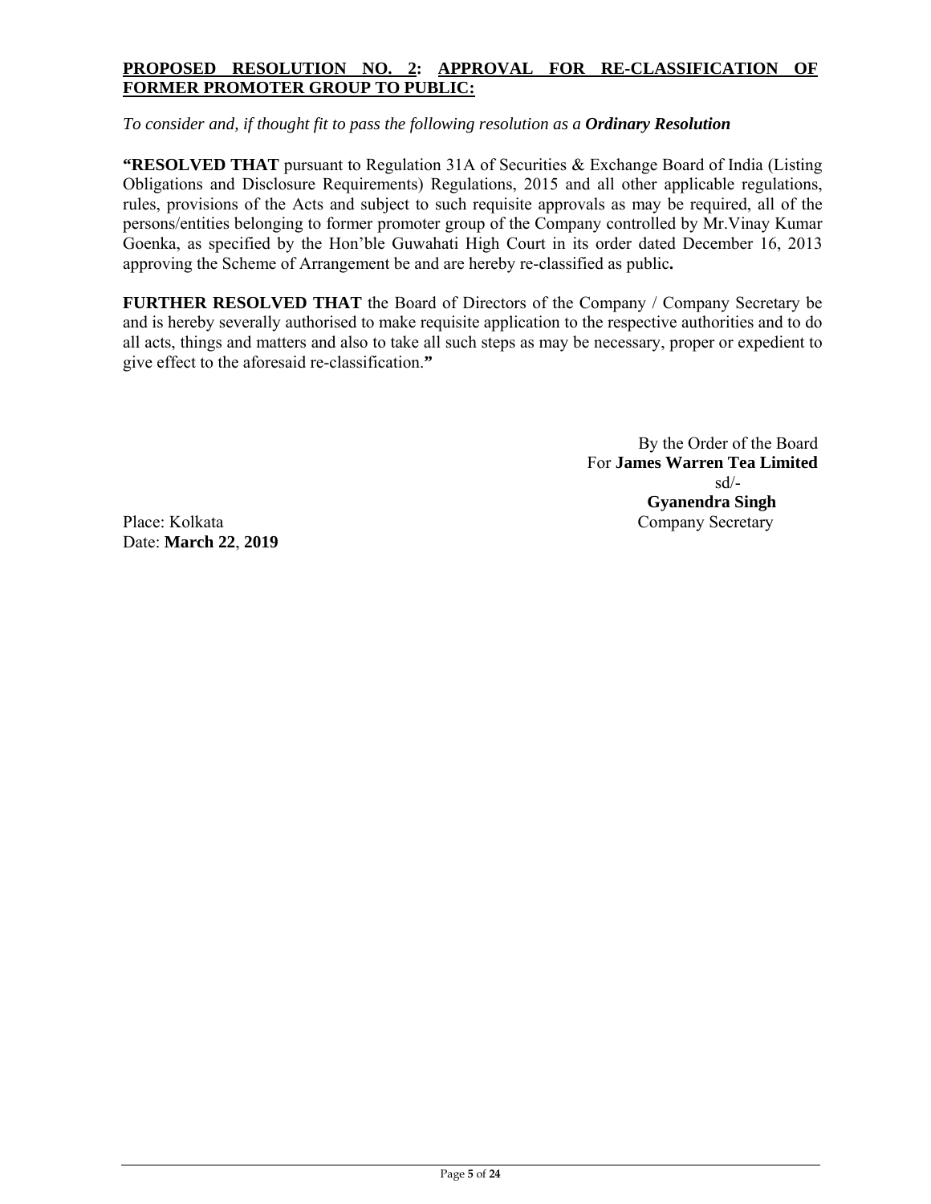**PROPOSED RESOLUTION NO. 2: APPROVAL FOR RE-CLASSIFICATION OF FORMER PROMOTER GROUP TO PUBLIC:**

*To consider and, if thought fit to pass the following resolution as a **Ordinary Resolution***

**"RESOLVED THAT** pursuant to Regulation 31A of Securities & Exchange Board of India (Listing Obligations and Disclosure Requirements) Regulations, 2015 and all other applicable regulations, rules, provisions of the Acts and subject to such requisite approvals as may be required, all of the persons/entities belonging to former promoter group of the Company controlled by Mr.Vinay Kumar Goenka, as specified by the Hon'ble Guwahati High Court in its order dated December 16, 2013 approving the Scheme of Arrangement be and are hereby re-classified as public**.**

**FURTHER RESOLVED THAT** the Board of Directors of the Company / Company Secretary be and is hereby severally authorised to make requisite application to the respective authorities and to do all acts, things and matters and also to take all such steps as may be necessary, proper or expedient to give effect to the aforesaid re-classification.**"**

By the Order of the Board
For **James Warren Tea Limited**
sd/-
**Gyanendra Singh**
Company Secretary

Place: Kolkata
Date: **March 22**, **2019**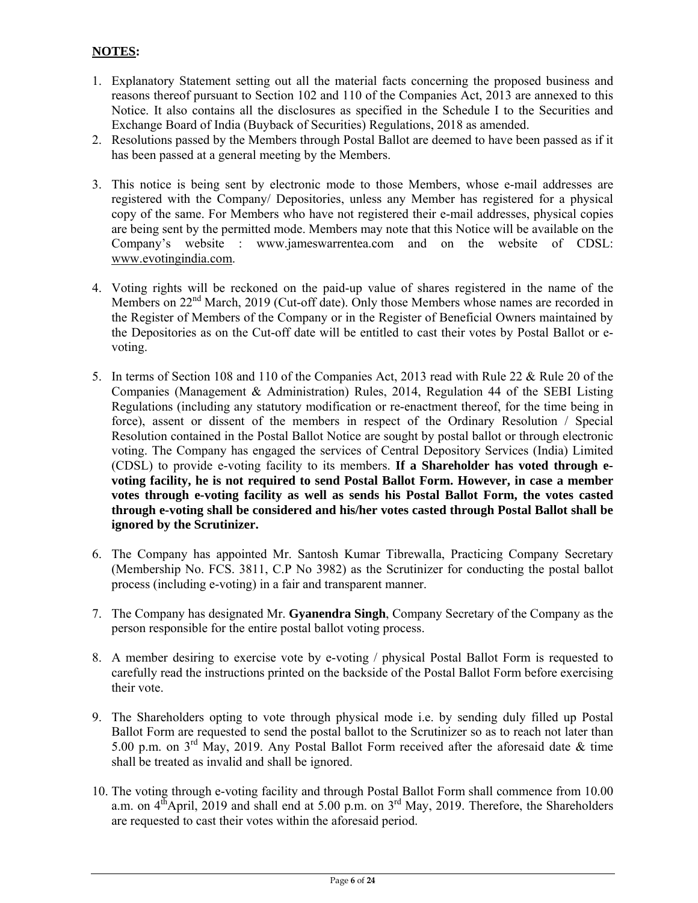## **NOTES:**

1. Explanatory Statement setting out all the material facts concerning the proposed business and reasons thereof pursuant to Section 102 and 110 of the Companies Act, 2013 are annexed to this Notice. It also contains all the disclosures as specified in the Schedule I to the Securities and Exchange Board of India (Buyback of Securities) Regulations, 2018 as amended.
2. Resolutions passed by the Members through Postal Ballot are deemed to have been passed as if it has been passed at a general meeting by the Members.
3. This notice is being sent by electronic mode to those Members, whose e-mail addresses are registered with the Company/ Depositories, unless any Member has registered for a physical copy of the same. For Members who have not registered their e-mail addresses, physical copies are being sent by the permitted mode. Members may note that this Notice will be available on the Company's website : www.jameswarrentea.com and on the website of CDSL: www.evotingindia.com.
4. Voting rights will be reckoned on the paid-up value of shares registered in the name of the Members on 22nd March, 2019 (Cut-off date). Only those Members whose names are recorded in the Register of Members of the Company or in the Register of Beneficial Owners maintained by the Depositories as on the Cut-off date will be entitled to cast their votes by Postal Ballot or e-voting.
5. In terms of Section 108 and 110 of the Companies Act, 2013 read with Rule 22 & Rule 20 of the Companies (Management & Administration) Rules, 2014, Regulation 44 of the SEBI Listing Regulations (including any statutory modification or re-enactment thereof, for the time being in force), assent or dissent of the members in respect of the Ordinary Resolution / Special Resolution contained in the Postal Ballot Notice are sought by postal ballot or through electronic voting. The Company has engaged the services of Central Depository Services (India) Limited (CDSL) to provide e-voting facility to its members. **If a Shareholder has voted through e-voting facility, he is not required to send Postal Ballot Form. However, in case a member votes through e-voting facility as well as sends his Postal Ballot Form, the votes casted through e-voting shall be considered and his/her votes casted through Postal Ballot shall be ignored by the Scrutinizer.**
6. The Company has appointed Mr. Santosh Kumar Tibrewalla, Practicing Company Secretary (Membership No. FCS. 3811, C.P No 3982) as the Scrutinizer for conducting the postal ballot process (including e-voting) in a fair and transparent manner.
7. The Company has designated Mr. **Gyanendra Singh**, Company Secretary of the Company as the person responsible for the entire postal ballot voting process.
8. A member desiring to exercise vote by e-voting / physical Postal Ballot Form is requested to carefully read the instructions printed on the backside of the Postal Ballot Form before exercising their vote.
9. The Shareholders opting to vote through physical mode i.e. by sending duly filled up Postal Ballot Form are requested to send the postal ballot to the Scrutinizer so as to reach not later than 5.00 p.m. on 3rd May, 2019. Any Postal Ballot Form received after the aforesaid date & time shall be treated as invalid and shall be ignored.
10. The voting through e-voting facility and through Postal Ballot Form shall commence from 10.00 a.m. on 4thApril, 2019 and shall end at 5.00 p.m. on 3rd May, 2019. Therefore, the Shareholders are requested to cast their votes within the aforesaid period.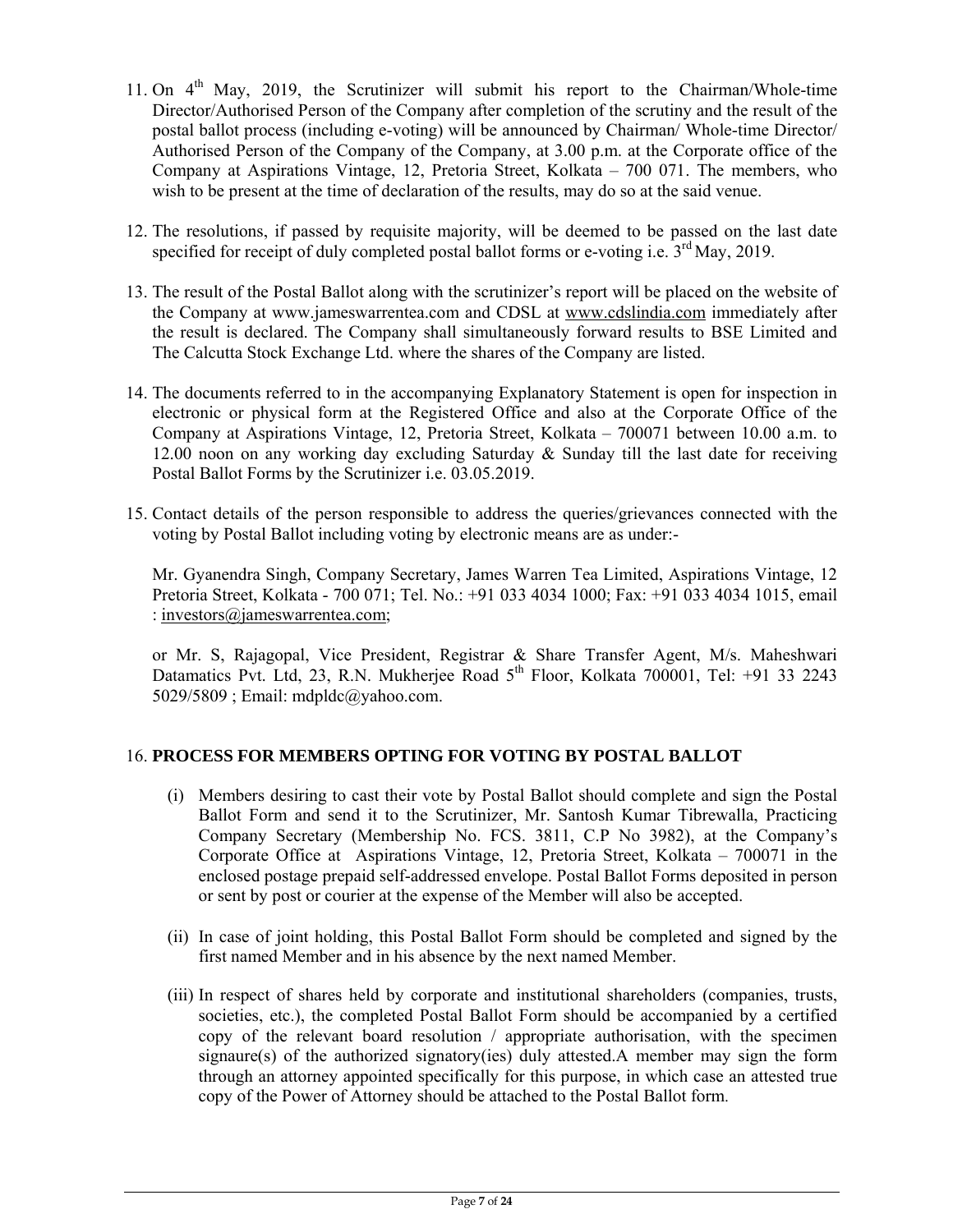11. On 4th May, 2019, the Scrutinizer will submit his report to the Chairman/Whole-time Director/Authorised Person of the Company after completion of the scrutiny and the result of the postal ballot process (including e-voting) will be announced by Chairman/ Whole-time Director/ Authorised Person of the Company of the Company, at 3.00 p.m. at the Corporate office of the Company at Aspirations Vintage, 12, Pretoria Street, Kolkata – 700 071. The members, who wish to be present at the time of declaration of the results, may do so at the said venue.

12. The resolutions, if passed by requisite majority, will be deemed to be passed on the last date specified for receipt of duly completed postal ballot forms or e-voting i.e. 3rd May, 2019.

13. The result of the Postal Ballot along with the scrutinizer's report will be placed on the website of the Company at www.jameswarrentea.com and CDSL at www.cdslindia.com immediately after the result is declared. The Company shall simultaneously forward results to BSE Limited and The Calcutta Stock Exchange Ltd. where the shares of the Company are listed.

14. The documents referred to in the accompanying Explanatory Statement is open for inspection in electronic or physical form at the Registered Office and also at the Corporate Office of the Company at Aspirations Vintage, 12, Pretoria Street, Kolkata – 700071 between 10.00 a.m. to 12.00 noon on any working day excluding Saturday & Sunday till the last date for receiving Postal Ballot Forms by the Scrutinizer i.e. 03.05.2019.

15. Contact details of the person responsible to address the queries/grievances connected with the voting by Postal Ballot including voting by electronic means are as under:-

    Mr. Gyanendra Singh, Company Secretary, James Warren Tea Limited, Aspirations Vintage, 12 Pretoria Street, Kolkata - 700 071; Tel. No.: +91 033 4034 1000; Fax: +91 033 4034 1015, email : investors@jameswarrentea.com;

    or Mr. S, Rajagopal, Vice President, Registrar & Share Transfer Agent, M/s. Maheshwari Datamatics Pvt. Ltd, 23, R.N. Mukherjee Road 5th Floor, Kolkata 700001, Tel: +91 33 2243 5029/5809 ; Email: mdpldc@yahoo.com.

16. **PROCESS FOR MEMBERS OPTING FOR VOTING BY POSTAL BALLOT**

    (i) Members desiring to cast their vote by Postal Ballot should complete and sign the Postal Ballot Form and send it to the Scrutinizer, Mr. Santosh Kumar Tibrewalla, Practicing Company Secretary (Membership No. FCS. 3811, C.P No 3982), at the Company's Corporate Office at Aspirations Vintage, 12, Pretoria Street, Kolkata – 700071 in the enclosed postage prepaid self-addressed envelope. Postal Ballot Forms deposited in person or sent by post or courier at the expense of the Member will also be accepted.

    (ii) In case of joint holding, this Postal Ballot Form should be completed and signed by the first named Member and in his absence by the next named Member.

    (iii) In respect of shares held by corporate and institutional shareholders (companies, trusts, societies, etc.), the completed Postal Ballot Form should be accompanied by a certified copy of the relevant board resolution / appropriate authorisation, with the specimen signaure(s) of the authorized signatory(ies) duly attested.A member may sign the form through an attorney appointed specifically for this purpose, in which case an attested true copy of the Power of Attorney should be attached to the Postal Ballot form.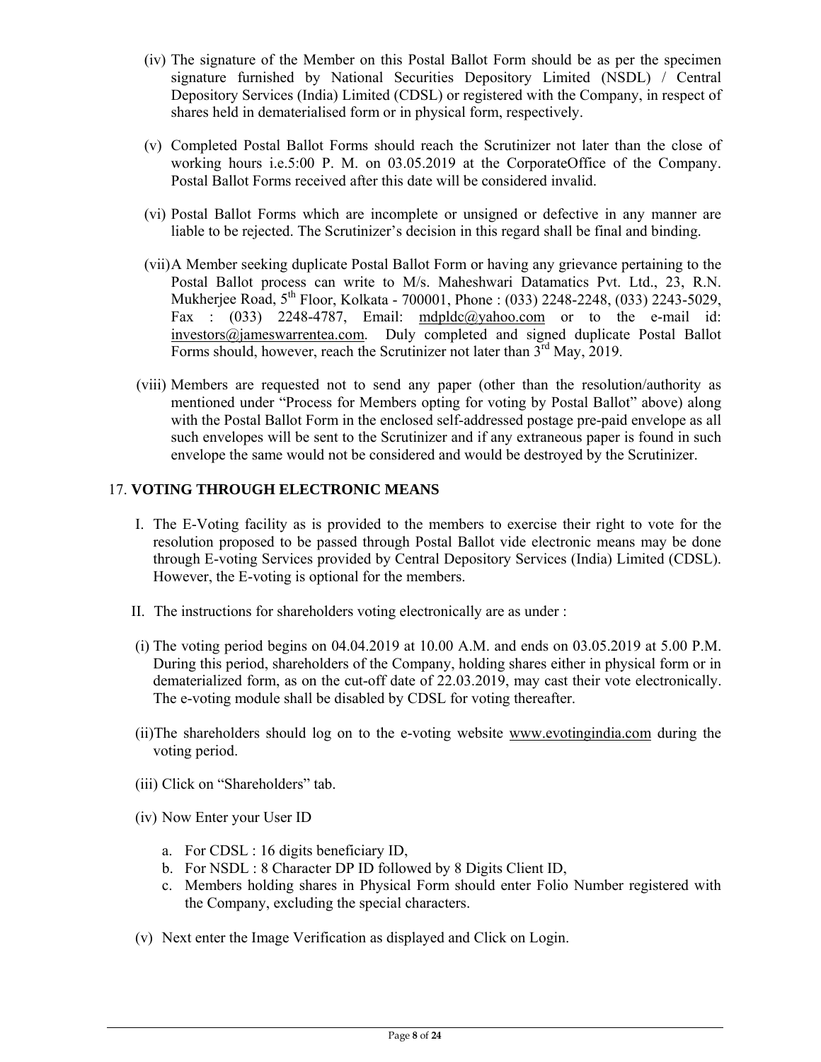(iv) The signature of the Member on this Postal Ballot Form should be as per the specimen signature furnished by National Securities Depository Limited (NSDL) / Central Depository Services (India) Limited (CDSL) or registered with the Company, in respect of shares held in dematerialised form or in physical form, respectively.

(v) Completed Postal Ballot Forms should reach the Scrutinizer not later than the close of working hours i.e.5:00 P. M. on 03.05.2019 at the CorporateOffice of the Company. Postal Ballot Forms received after this date will be considered invalid.

(vi) Postal Ballot Forms which are incomplete or unsigned or defective in any manner are liable to be rejected. The Scrutinizer's decision in this regard shall be final and binding.

(vii)A Member seeking duplicate Postal Ballot Form or having any grievance pertaining to the Postal Ballot process can write to M/s. Maheshwari Datamatics Pvt. Ltd., 23, R.N. Mukherjee Road, 5th Floor, Kolkata - 700001, Phone : (033) 2248-2248, (033) 2243-5029, Fax : (033) 2248-4787, Email: mdpldc@yahoo.com or to the e-mail id: investors@jameswarrentea.com. Duly completed and signed duplicate Postal Ballot Forms should, however, reach the Scrutinizer not later than 3rd May, 2019.

(viii) Members are requested not to send any paper (other than the resolution/authority as mentioned under "Process for Members opting for voting by Postal Ballot" above) along with the Postal Ballot Form in the enclosed self-addressed postage pre-paid envelope as all such envelopes will be sent to the Scrutinizer and if any extraneous paper is found in such envelope the same would not be considered and would be destroyed by the Scrutinizer.

17. **VOTING THROUGH ELECTRONIC MEANS**

I. The E-Voting facility as is provided to the members to exercise their right to vote for the resolution proposed to be passed through Postal Ballot vide electronic means may be done through E-voting Services provided by Central Depository Services (India) Limited (CDSL). However, the E-voting is optional for the members.

II. The instructions for shareholders voting electronically are as under :

(i) The voting period begins on 04.04.2019 at 10.00 A.M. and ends on 03.05.2019 at 5.00 P.M. During this period, shareholders of the Company, holding shares either in physical form or in dematerialized form, as on the cut-off date of 22.03.2019, may cast their vote electronically. The e-voting module shall be disabled by CDSL for voting thereafter.

(ii)The shareholders should log on to the e-voting website www.evotingindia.com during the voting period.

(iii) Click on "Shareholders" tab.

(iv) Now Enter your User ID

a. For CDSL : 16 digits beneficiary ID,
b. For NSDL : 8 Character DP ID followed by 8 Digits Client ID,
c. Members holding shares in Physical Form should enter Folio Number registered with the Company, excluding the special characters.

(v) Next enter the Image Verification as displayed and Click on Login.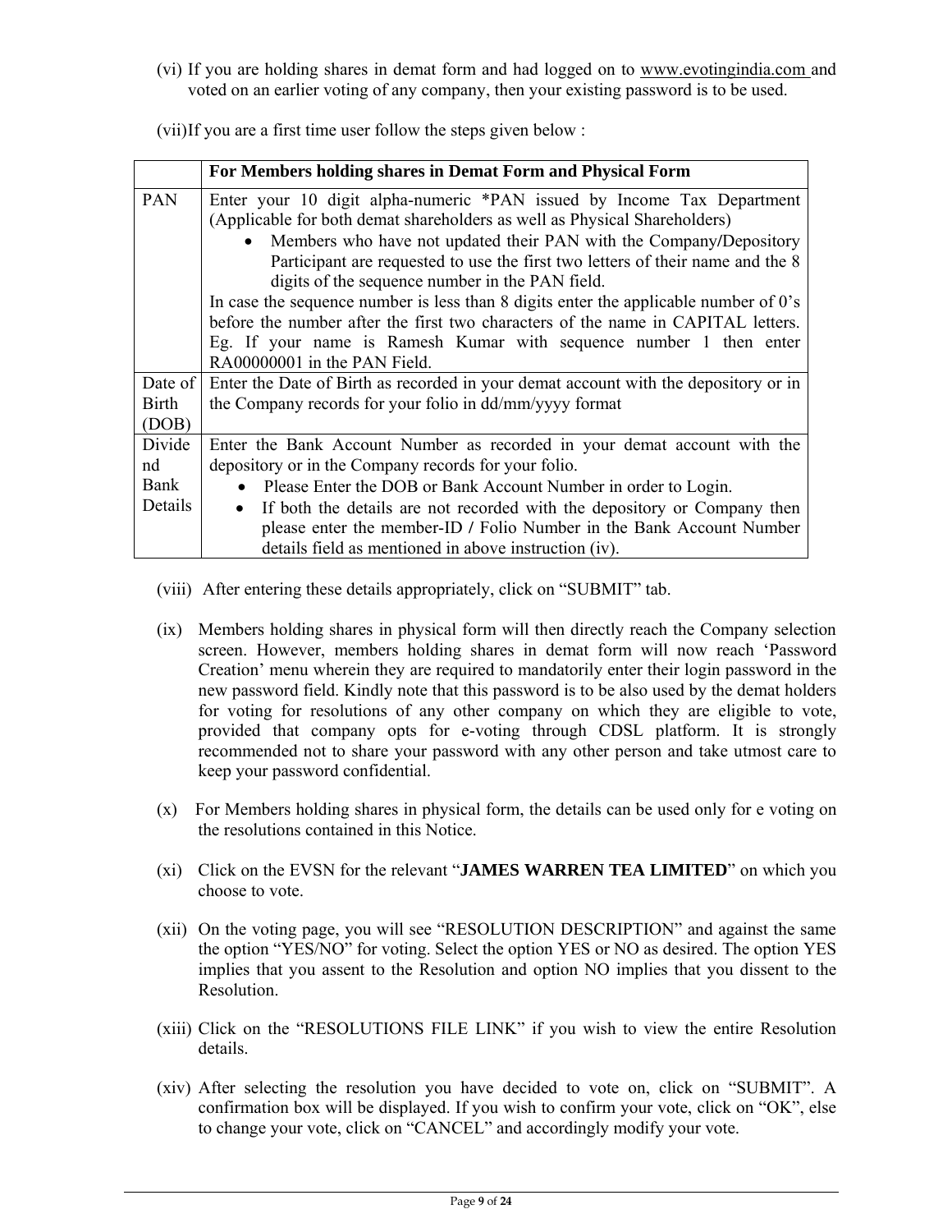(vi) If you are holding shares in demat form and had logged on to www.evotingindia.com and voted on an earlier voting of any company, then your existing password is to be used.

(vii)If you are a first time user follow the steps given below :

| | **For Members holding shares in Demat Form and Physical Form** |
|---|---|
| PAN | Enter your 10 digit alpha-numeric *PAN issued by Income Tax Department (Applicable for both demat shareholders as well as Physical Shareholders)<br>• Members who have not updated their PAN with the Company/Depository Participant are requested to use the first two letters of their name and the 8 digits of the sequence number in the PAN field.<br>In case the sequence number is less than 8 digits enter the applicable number of 0's before the number after the first two characters of the name in CAPITAL letters. Eg. If your name is Ramesh Kumar with sequence number 1 then enter RA00000001 in the PAN Field. |
| Date of Birth (DOB) | Enter the Date of Birth as recorded in your demat account with the depository or in the Company records for your folio in dd/mm/yyyy format |
| Dividend Bank Details | Enter the Bank Account Number as recorded in your demat account with the depository or in the Company records for your folio.<br>• Please Enter the DOB or Bank Account Number in order to Login.<br>• If both the details are not recorded with the depository or Company then please enter the member-ID / Folio Number in the Bank Account Number details field as mentioned in above instruction (iv). |

(viii) After entering these details appropriately, click on "SUBMIT" tab.

(ix) Members holding shares in physical form will then directly reach the Company selection screen. However, members holding shares in demat form will now reach 'Password Creation' menu wherein they are required to mandatorily enter their login password in the new password field. Kindly note that this password is to be also used by the demat holders for voting for resolutions of any other company on which they are eligible to vote, provided that company opts for e-voting through CDSL platform. It is strongly recommended not to share your password with any other person and take utmost care to keep your password confidential.

(x) For Members holding shares in physical form, the details can be used only for e voting on the resolutions contained in this Notice.

(xi) Click on the EVSN for the relevant "**JAMES WARREN TEA LIMITED**" on which you choose to vote.

(xii) On the voting page, you will see "RESOLUTION DESCRIPTION" and against the same the option "YES/NO" for voting. Select the option YES or NO as desired. The option YES implies that you assent to the Resolution and option NO implies that you dissent to the Resolution.

(xiii) Click on the "RESOLUTIONS FILE LINK" if you wish to view the entire Resolution details.

(xiv) After selecting the resolution you have decided to vote on, click on "SUBMIT". A confirmation box will be displayed. If you wish to confirm your vote, click on "OK", else to change your vote, click on "CANCEL" and accordingly modify your vote.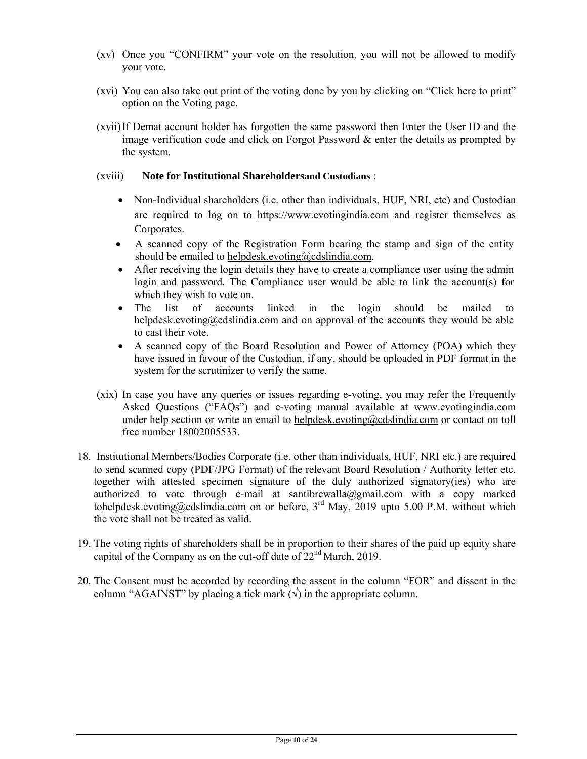(xv) Once you "CONFIRM" your vote on the resolution, you will not be allowed to modify your vote.

(xvi) You can also take out print of the voting done by you by clicking on "Click here to print" option on the Voting page.

(xvii) If Demat account holder has forgotten the same password then Enter the User ID and the image verification code and click on Forgot Password & enter the details as prompted by the system.

(xviii) **Note for Institutional Shareholdersand Custodians** :

- Non-Individual shareholders (i.e. other than individuals, HUF, NRI, etc) and Custodian are required to log on to https://www.evotingindia.com and register themselves as Corporates.
- A scanned copy of the Registration Form bearing the stamp and sign of the entity should be emailed to helpdesk.evoting@cdslindia.com.
- After receiving the login details they have to create a compliance user using the admin login and password. The Compliance user would be able to link the account(s) for which they wish to vote on.
- The list of accounts linked in the login should be mailed to helpdesk.evoting@cdslindia.com and on approval of the accounts they would be able to cast their vote.
- A scanned copy of the Board Resolution and Power of Attorney (POA) which they have issued in favour of the Custodian, if any, should be uploaded in PDF format in the system for the scrutinizer to verify the same.

(xix) In case you have any queries or issues regarding e-voting, you may refer the Frequently Asked Questions ("FAQs") and e-voting manual available at www.evotingindia.com under help section or write an email to helpdesk.evoting@cdslindia.com or contact on toll free number 18002005533.

18. Institutional Members/Bodies Corporate (i.e. other than individuals, HUF, NRI etc.) are required to send scanned copy (PDF/JPG Format) of the relevant Board Resolution / Authority letter etc. together with attested specimen signature of the duly authorized signatory(ies) who are authorized to vote through e-mail at santibrewalla@gmail.com with a copy marked tohelpdesk.evoting@cdslindia.com on or before, 3rd May, 2019 upto 5.00 P.M. without which the vote shall not be treated as valid.

19. The voting rights of shareholders shall be in proportion to their shares of the paid up equity share capital of the Company as on the cut-off date of 22nd March, 2019.

20. The Consent must be accorded by recording the assent in the column "FOR" and dissent in the column "AGAINST" by placing a tick mark (√) in the appropriate column.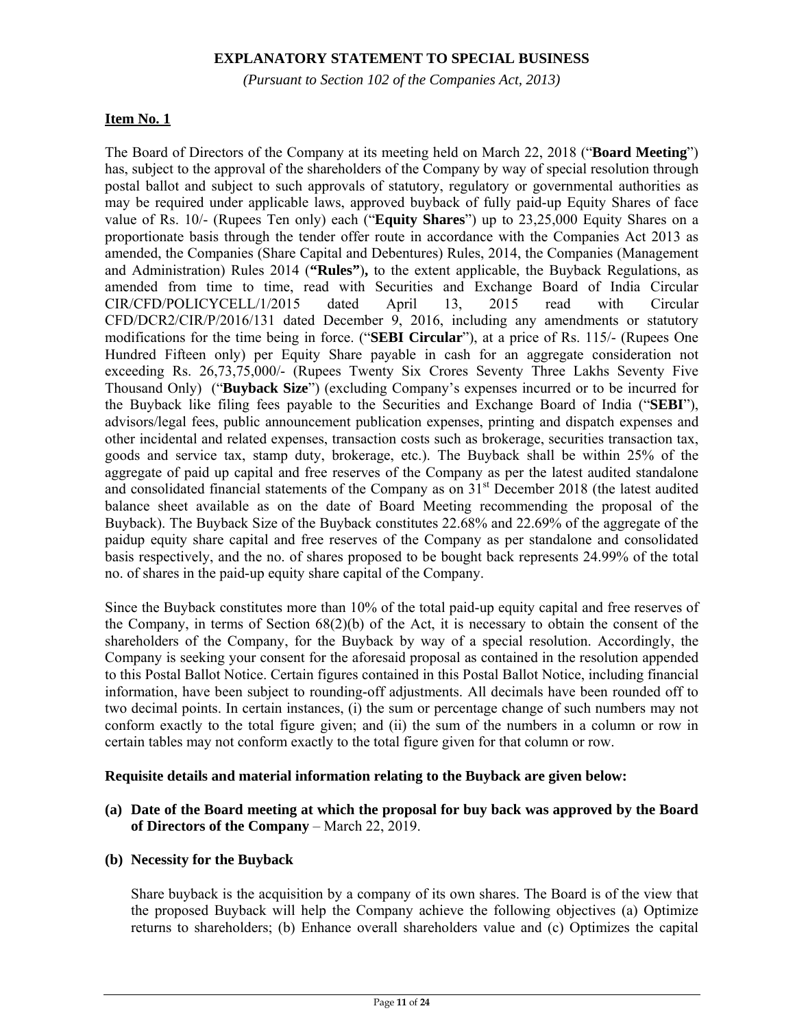## EXPLANATORY STATEMENT TO SPECIAL BUSINESS

*(Pursuant to Section 102 of the Companies Act, 2013)*

### Item No. 1

The Board of Directors of the Company at its meeting held on March 22, 2018 ("**Board Meeting**") has, subject to the approval of the shareholders of the Company by way of special resolution through postal ballot and subject to such approvals of statutory, regulatory or governmental authorities as may be required under applicable laws, approved buyback of fully paid-up Equity Shares of face value of Rs. 10/- (Rupees Ten only) each ("**Equity Shares**") up to 23,25,000 Equity Shares on a proportionate basis through the tender offer route in accordance with the Companies Act 2013 as amended, the Companies (Share Capital and Debentures) Rules, 2014, the Companies (Management and Administration) Rules 2014 (**"Rules"**)**,** to the extent applicable, the Buyback Regulations, as amended from time to time, read with Securities and Exchange Board of India Circular CIR/CFD/POLICYCELL/1/2015 dated April 13, 2015 read with Circular CFD/DCR2/CIR/P/2016/131 dated December 9, 2016, including any amendments or statutory modifications for the time being in force. ("**SEBI Circular**"), at a price of Rs. 115/- (Rupees One Hundred Fifteen only) per Equity Share payable in cash for an aggregate consideration not exceeding Rs. 26,73,75,000/- (Rupees Twenty Six Crores Seventy Three Lakhs Seventy Five Thousand Only) ("**Buyback Size**") (excluding Company's expenses incurred or to be incurred for the Buyback like filing fees payable to the Securities and Exchange Board of India ("**SEBI**"), advisors/legal fees, public announcement publication expenses, printing and dispatch expenses and other incidental and related expenses, transaction costs such as brokerage, securities transaction tax, goods and service tax, stamp duty, brokerage, etc.). The Buyback shall be within 25% of the aggregate of paid up capital and free reserves of the Company as per the latest audited standalone and consolidated financial statements of the Company as on 31st December 2018 (the latest audited balance sheet available as on the date of Board Meeting recommending the proposal of the Buyback). The Buyback Size of the Buyback constitutes 22.68% and 22.69% of the aggregate of the paidup equity share capital and free reserves of the Company as per standalone and consolidated basis respectively, and the no. of shares proposed to be bought back represents 24.99% of the total no. of shares in the paid-up equity share capital of the Company.

Since the Buyback constitutes more than 10% of the total paid-up equity capital and free reserves of the Company, in terms of Section 68(2)(b) of the Act, it is necessary to obtain the consent of the shareholders of the Company, for the Buyback by way of a special resolution. Accordingly, the Company is seeking your consent for the aforesaid proposal as contained in the resolution appended to this Postal Ballot Notice. Certain figures contained in this Postal Ballot Notice, including financial information, have been subject to rounding-off adjustments. All decimals have been rounded off to two decimal points. In certain instances, (i) the sum or percentage change of such numbers may not conform exactly to the total figure given; and (ii) the sum of the numbers in a column or row in certain tables may not conform exactly to the total figure given for that column or row.

**Requisite details and material information relating to the Buyback are given below:**

**(a) Date of the Board meeting at which the proposal for buy back was approved by the Board of Directors of the Company** – March 22, 2019.

**(b) Necessity for the Buyback**

Share buyback is the acquisition by a company of its own shares. The Board is of the view that the proposed Buyback will help the Company achieve the following objectives (a) Optimize returns to shareholders; (b) Enhance overall shareholders value and (c) Optimizes the capital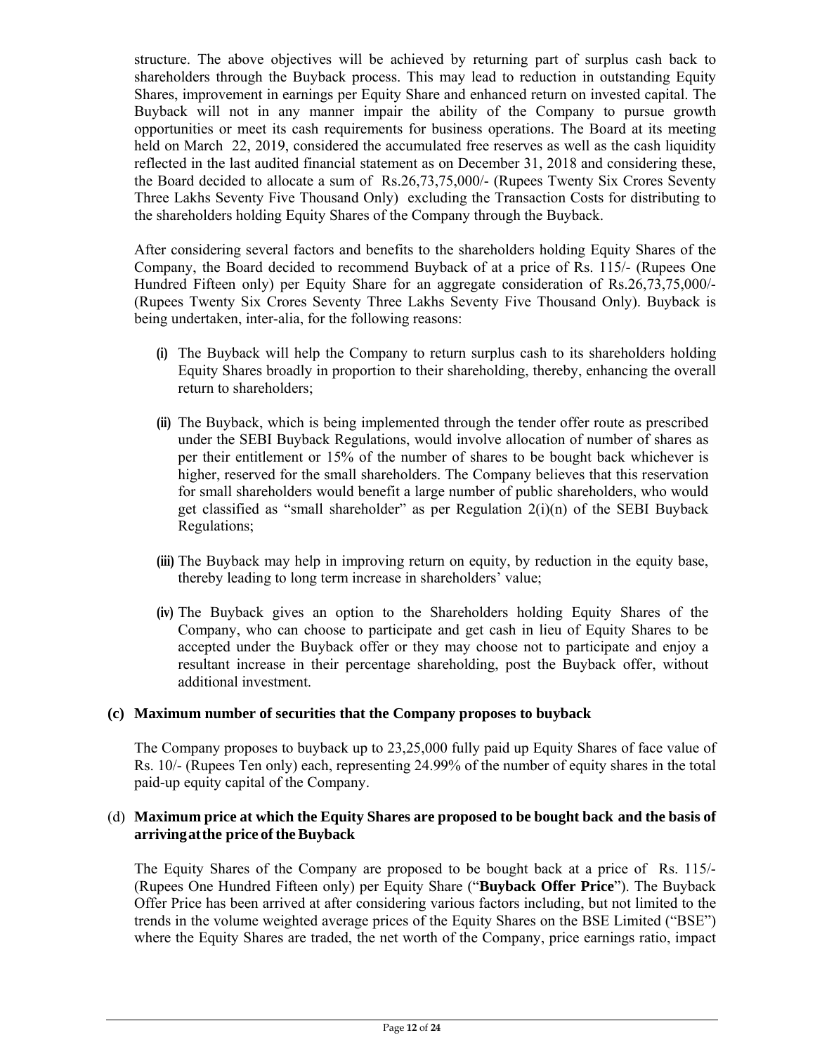structure. The above objectives will be achieved by returning part of surplus cash back to shareholders through the Buyback process. This may lead to reduction in outstanding Equity Shares, improvement in earnings per Equity Share and enhanced return on invested capital. The Buyback will not in any manner impair the ability of the Company to pursue growth opportunities or meet its cash requirements for business operations. The Board at its meeting held on March 22, 2019, considered the accumulated free reserves as well as the cash liquidity reflected in the last audited financial statement as on December 31, 2018 and considering these, the Board decided to allocate a sum of Rs.26,73,75,000/- (Rupees Twenty Six Crores Seventy Three Lakhs Seventy Five Thousand Only) excluding the Transaction Costs for distributing to the shareholders holding Equity Shares of the Company through the Buyback.

After considering several factors and benefits to the shareholders holding Equity Shares of the Company, the Board decided to recommend Buyback of at a price of Rs. 115/- (Rupees One Hundred Fifteen only) per Equity Share for an aggregate consideration of Rs.26,73,75,000/- (Rupees Twenty Six Crores Seventy Three Lakhs Seventy Five Thousand Only). Buyback is being undertaken, inter-alia, for the following reasons:

(i) The Buyback will help the Company to return surplus cash to its shareholders holding Equity Shares broadly in proportion to their shareholding, thereby, enhancing the overall return to shareholders;

(ii) The Buyback, which is being implemented through the tender offer route as prescribed under the SEBI Buyback Regulations, would involve allocation of number of shares as per their entitlement or 15% of the number of shares to be bought back whichever is higher, reserved for the small shareholders. The Company believes that this reservation for small shareholders would benefit a large number of public shareholders, who would get classified as "small shareholder" as per Regulation 2(i)(n) of the SEBI Buyback Regulations;

(iii) The Buyback may help in improving return on equity, by reduction in the equity base, thereby leading to long term increase in shareholders' value;

(iv) The Buyback gives an option to the Shareholders holding Equity Shares of the Company, who can choose to participate and get cash in lieu of Equity Shares to be accepted under the Buyback offer or they may choose not to participate and enjoy a resultant increase in their percentage shareholding, post the Buyback offer, without additional investment.

**(c) Maximum number of securities that the Company proposes to buyback**

The Company proposes to buyback up to 23,25,000 fully paid up Equity Shares of face value of Rs. 10/- (Rupees Ten only) each, representing 24.99% of the number of equity shares in the total paid-up equity capital of the Company.

(d) **Maximum price at which the Equity Shares are proposed to be bought back and the basis of arriving at the price of the Buyback**

The Equity Shares of the Company are proposed to be bought back at a price of Rs. 115/- (Rupees One Hundred Fifteen only) per Equity Share ("**Buyback Offer Price**"). The Buyback Offer Price has been arrived at after considering various factors including, but not limited to the trends in the volume weighted average prices of the Equity Shares on the BSE Limited ("BSE") where the Equity Shares are traded, the net worth of the Company, price earnings ratio, impact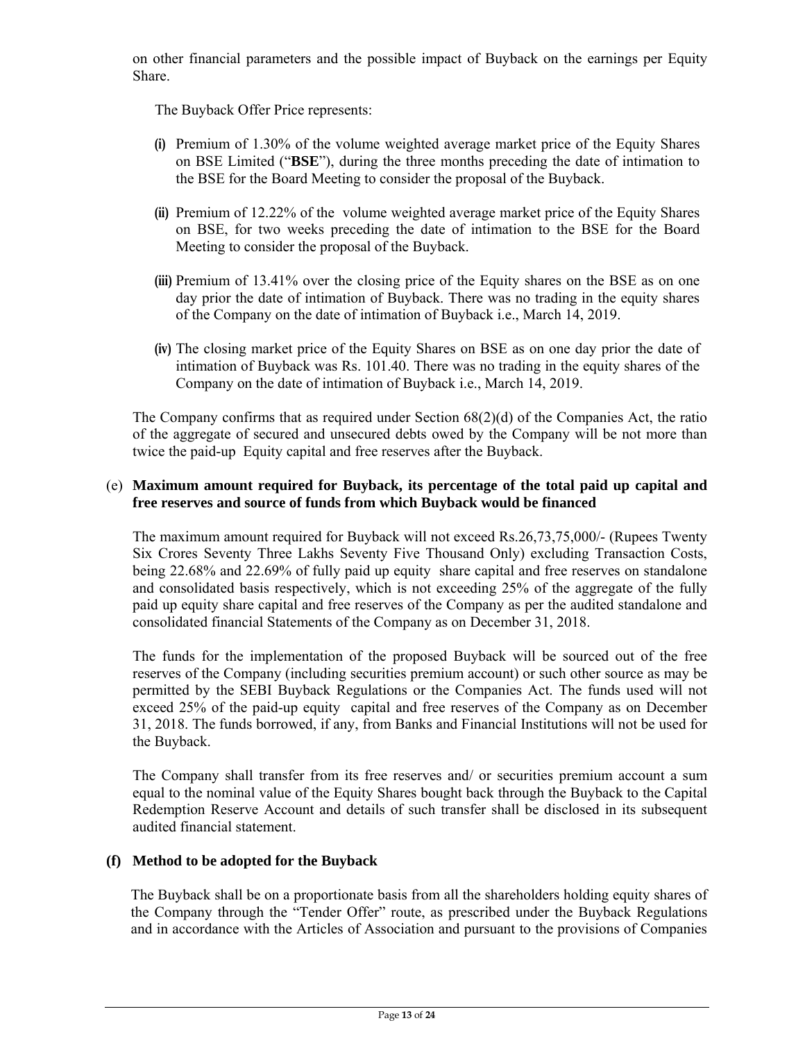on other financial parameters and the possible impact of Buyback on the earnings per Equity Share.

The Buyback Offer Price represents:

- **(i)** Premium of 1.30% of the volume weighted average market price of the Equity Shares on BSE Limited ("**BSE**"), during the three months preceding the date of intimation to the BSE for the Board Meeting to consider the proposal of the Buyback.
- **(ii)** Premium of 12.22% of the volume weighted average market price of the Equity Shares on BSE, for two weeks preceding the date of intimation to the BSE for the Board Meeting to consider the proposal of the Buyback.
- **(iii)** Premium of 13.41% over the closing price of the Equity shares on the BSE as on one day prior the date of intimation of Buyback. There was no trading in the equity shares of the Company on the date of intimation of Buyback i.e., March 14, 2019.
- **(iv)** The closing market price of the Equity Shares on BSE as on one day prior the date of intimation of Buyback was Rs. 101.40. There was no trading in the equity shares of the Company on the date of intimation of Buyback i.e., March 14, 2019.

The Company confirms that as required under Section 68(2)(d) of the Companies Act, the ratio of the aggregate of secured and unsecured debts owed by the Company will be not more than twice the paid-up Equity capital and free reserves after the Buyback.

(e) **Maximum amount required for Buyback, its percentage of the total paid up capital and free reserves and source of funds from which Buyback would be financed**

The maximum amount required for Buyback will not exceed Rs.26,73,75,000/- (Rupees Twenty Six Crores Seventy Three Lakhs Seventy Five Thousand Only) excluding Transaction Costs, being 22.68% and 22.69% of fully paid up equity share capital and free reserves on standalone and consolidated basis respectively, which is not exceeding 25% of the aggregate of the fully paid up equity share capital and free reserves of the Company as per the audited standalone and consolidated financial Statements of the Company as on December 31, 2018.

The funds for the implementation of the proposed Buyback will be sourced out of the free reserves of the Company (including securities premium account) or such other source as may be permitted by the SEBI Buyback Regulations or the Companies Act. The funds used will not exceed 25% of the paid-up equity capital and free reserves of the Company as on December 31, 2018. The funds borrowed, if any, from Banks and Financial Institutions will not be used for the Buyback.

The Company shall transfer from its free reserves and/ or securities premium account a sum equal to the nominal value of the Equity Shares bought back through the Buyback to the Capital Redemption Reserve Account and details of such transfer shall be disclosed in its subsequent audited financial statement.

**(f) Method to be adopted for the Buyback**

The Buyback shall be on a proportionate basis from all the shareholders holding equity shares of the Company through the "Tender Offer" route, as prescribed under the Buyback Regulations and in accordance with the Articles of Association and pursuant to the provisions of Companies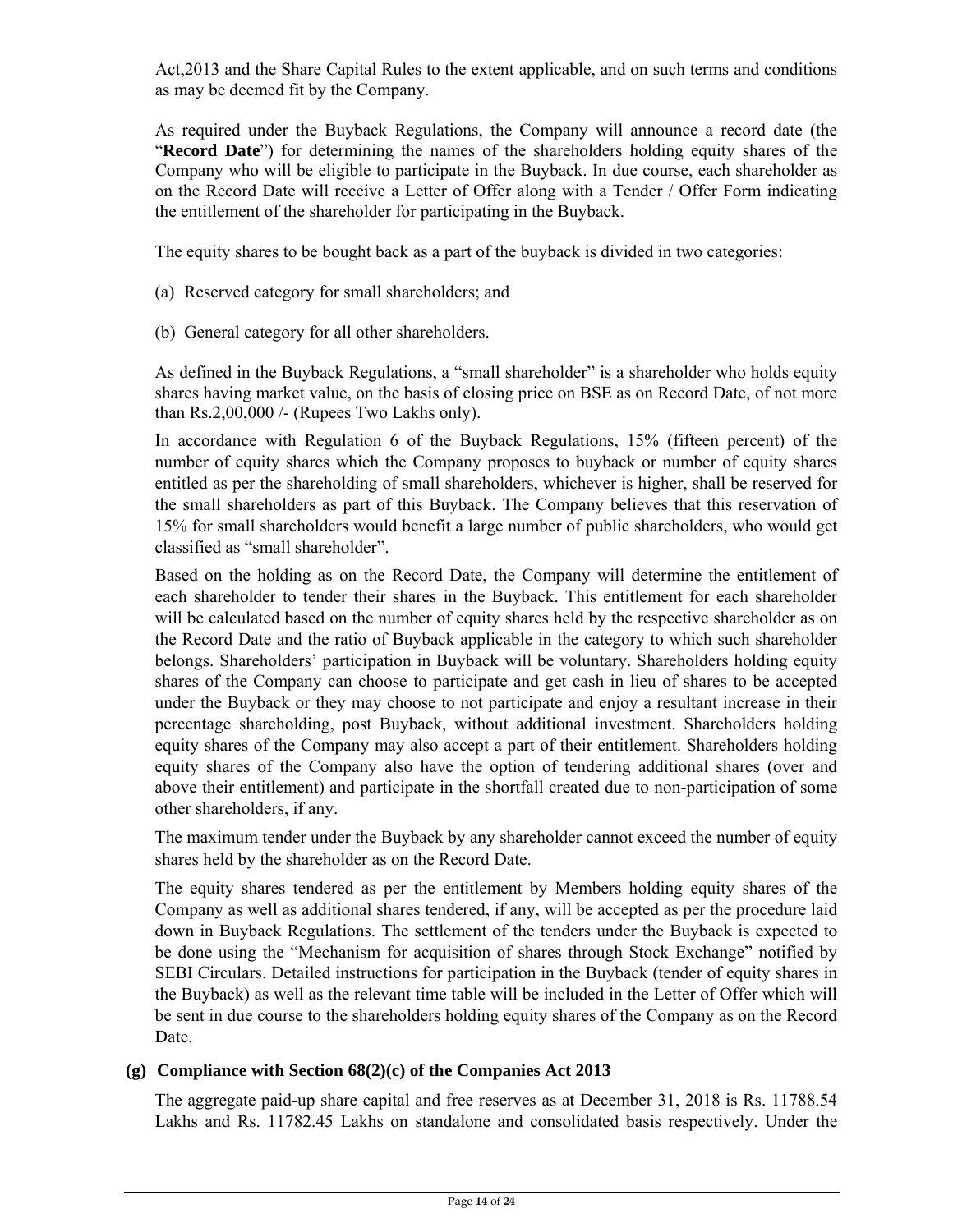Act,2013 and the Share Capital Rules to the extent applicable, and on such terms and conditions as may be deemed fit by the Company.

As required under the Buyback Regulations, the Company will announce a record date (the "**Record Date**") for determining the names of the shareholders holding equity shares of the Company who will be eligible to participate in the Buyback. In due course, each shareholder as on the Record Date will receive a Letter of Offer along with a Tender / Offer Form indicating the entitlement of the shareholder for participating in the Buyback.

The equity shares to be bought back as a part of the buyback is divided in two categories:

(a) Reserved category for small shareholders; and

(b) General category for all other shareholders.

As defined in the Buyback Regulations, a "small shareholder" is a shareholder who holds equity shares having market value, on the basis of closing price on BSE as on Record Date, of not more than Rs.2,00,000 /- (Rupees Two Lakhs only).

In accordance with Regulation 6 of the Buyback Regulations, 15% (fifteen percent) of the number of equity shares which the Company proposes to buyback or number of equity shares entitled as per the shareholding of small shareholders, whichever is higher, shall be reserved for the small shareholders as part of this Buyback. The Company believes that this reservation of 15% for small shareholders would benefit a large number of public shareholders, who would get classified as "small shareholder".

Based on the holding as on the Record Date, the Company will determine the entitlement of each shareholder to tender their shares in the Buyback. This entitlement for each shareholder will be calculated based on the number of equity shares held by the respective shareholder as on the Record Date and the ratio of Buyback applicable in the category to which such shareholder belongs. Shareholders' participation in Buyback will be voluntary. Shareholders holding equity shares of the Company can choose to participate and get cash in lieu of shares to be accepted under the Buyback or they may choose to not participate and enjoy a resultant increase in their percentage shareholding, post Buyback, without additional investment. Shareholders holding equity shares of the Company may also accept a part of their entitlement. Shareholders holding equity shares of the Company also have the option of tendering additional shares (over and above their entitlement) and participate in the shortfall created due to non-participation of some other shareholders, if any.

The maximum tender under the Buyback by any shareholder cannot exceed the number of equity shares held by the shareholder as on the Record Date.

The equity shares tendered as per the entitlement by Members holding equity shares of the Company as well as additional shares tendered, if any, will be accepted as per the procedure laid down in Buyback Regulations. The settlement of the tenders under the Buyback is expected to be done using the "Mechanism for acquisition of shares through Stock Exchange" notified by SEBI Circulars. Detailed instructions for participation in the Buyback (tender of equity shares in the Buyback) as well as the relevant time table will be included in the Letter of Offer which will be sent in due course to the shareholders holding equity shares of the Company as on the Record Date.

**(g) Compliance with Section 68(2)(c) of the Companies Act 2013**

The aggregate paid-up share capital and free reserves as at December 31, 2018 is Rs. 11788.54 Lakhs and Rs. 11782.45 Lakhs on standalone and consolidated basis respectively. Under the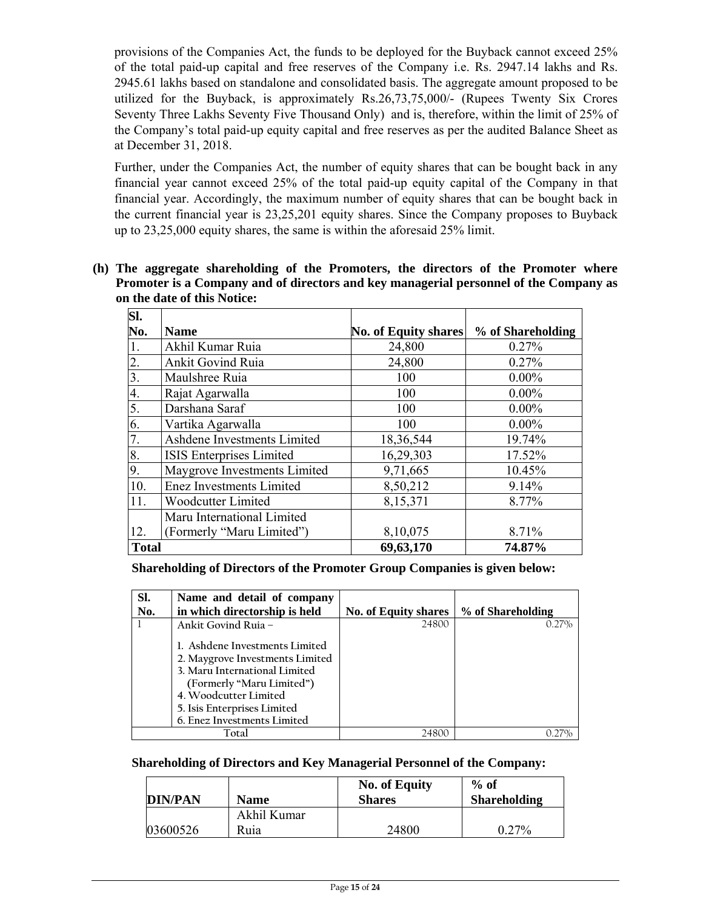provisions of the Companies Act, the funds to be deployed for the Buyback cannot exceed 25% of the total paid-up capital and free reserves of the Company i.e. Rs. 2947.14 lakhs and Rs. 2945.61 lakhs based on standalone and consolidated basis. The aggregate amount proposed to be utilized for the Buyback, is approximately Rs.26,73,75,000/- (Rupees Twenty Six Crores Seventy Three Lakhs Seventy Five Thousand Only) and is, therefore, within the limit of 25% of the Company's total paid-up equity capital and free reserves as per the audited Balance Sheet as at December 31, 2018.

Further, under the Companies Act, the number of equity shares that can be bought back in any financial year cannot exceed 25% of the total paid-up equity capital of the Company in that financial year. Accordingly, the maximum number of equity shares that can be bought back in the current financial year is 23,25,201 equity shares. Since the Company proposes to Buyback up to 23,25,000 equity shares, the same is within the aforesaid 25% limit.

**(h) The aggregate shareholding of the Promoters, the directors of the Promoter where Promoter is a Company and of directors and key managerial personnel of the Company as on the date of this Notice:**

| Sl. No. | Name | No. of Equity shares | % of Shareholding |
|---|---|---|---|
| 1. | Akhil Kumar Ruia | 24,800 | 0.27% |
| 2. | Ankit Govind Ruia | 24,800 | 0.27% |
| 3. | Maulshree Ruia | 100 | 0.00% |
| 4. | Rajat Agarwalla | 100 | 0.00% |
| 5. | Darshana Saraf | 100 | 0.00% |
| 6. | Vartika Agarwalla | 100 | 0.00% |
| 7. | Ashdene Investments Limited | 18,36,544 | 19.74% |
| 8. | ISIS Enterprises Limited | 16,29,303 | 17.52% |
| 9. | Maygrove Investments Limited | 9,71,665 | 10.45% |
| 10. | Enez Investments Limited | 8,50,212 | 9.14% |
| 11. | Woodcutter Limited | 8,15,371 | 8.77% |
| 12. | Maru International Limited (Formerly "Maru Limited") | 8,10,075 | 8.71% |
| **Total** | | **69,63,170** | **74.87%** |

**Shareholding of Directors of the Promoter Group Companies is given below:**

| Sl. No. | Name and detail of company in which directorship is held | No. of Equity shares | % of Shareholding |
|---|---|---|---|
| 1 | Ankit Govind Ruia –<br>1. Ashdene Investments Limited<br>2. Maygrove Investments Limited<br>3. Maru International Limited (Formerly "Maru Limited")<br>4. Woodcutter Limited<br>5. Isis Enterprises Limited<br>6. Enez Investments Limited | 24800 | 0.27% |
| Total | | 24800 | 0.27% |

**Shareholding of Directors and Key Managerial Personnel of the Company:**

| DIN/PAN | Name | No. of Equity Shares | % of Shareholding |
|---|---|---|---|
| 03600526 | Akhil Kumar Ruia | 24800 | 0.27% |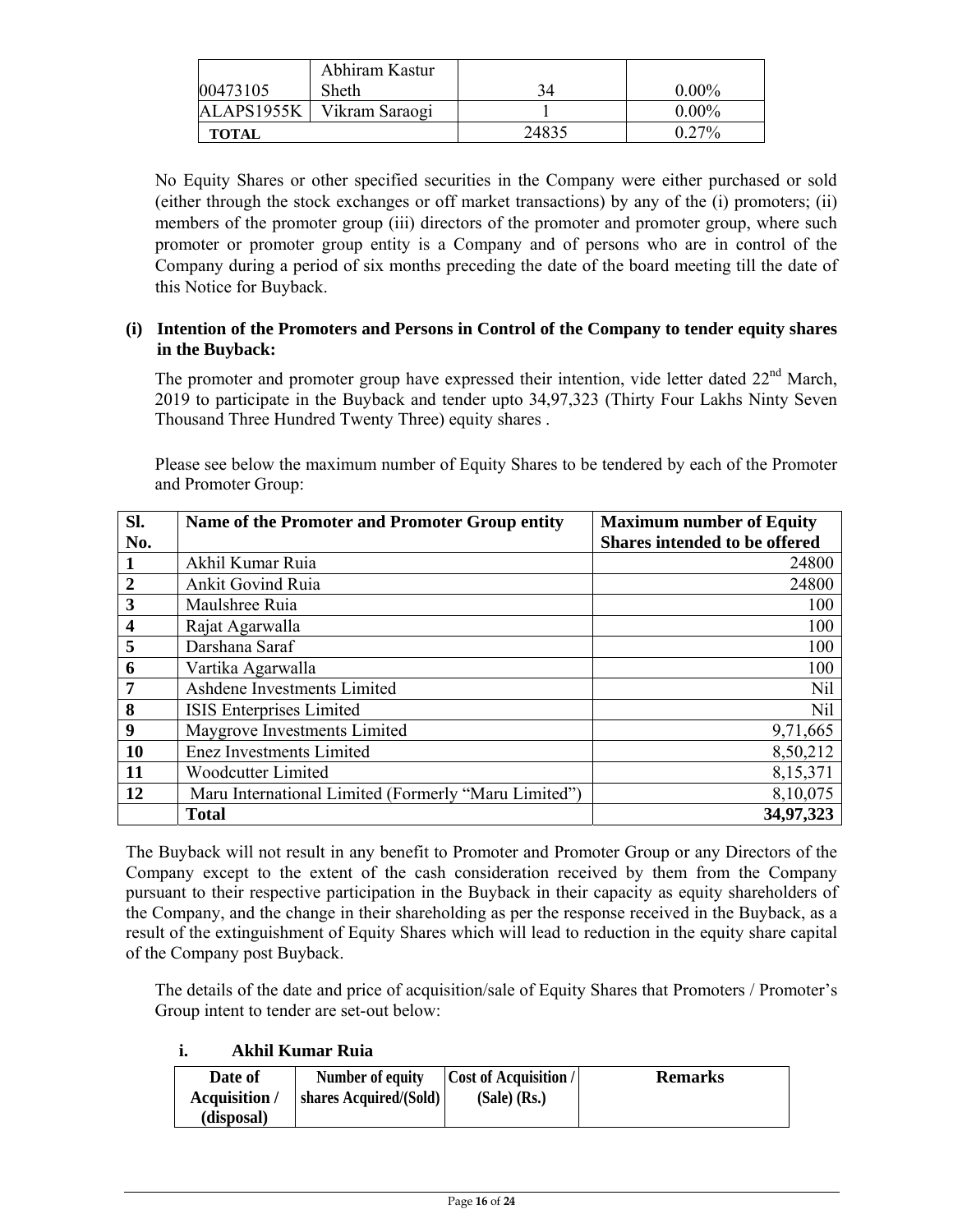| | | | |
|---|---|---|---|
| 00473105 | Abhiram Kastur Sheth | 34 | 0.00% |
| ALAPS1955K | Vikram Saraogi | 1 | 0.00% |
| **TOTAL** | | 24835 | 0.27% |

No Equity Shares or other specified securities in the Company were either purchased or sold (either through the stock exchanges or off market transactions) by any of the (i) promoters; (ii) members of the promoter group (iii) directors of the promoter and promoter group, where such promoter or promoter group entity is a Company and of persons who are in control of the Company during a period of six months preceding the date of the board meeting till the date of this Notice for Buyback.

**(i) Intention of the Promoters and Persons in Control of the Company to tender equity shares in the Buyback:**

The promoter and promoter group have expressed their intention, vide letter dated 22nd March, 2019 to participate in the Buyback and tender upto 34,97,323 (Thirty Four Lakhs Ninty Seven Thousand Three Hundred Twenty Three) equity shares .

Please see below the maximum number of Equity Shares to be tendered by each of the Promoter and Promoter Group:

| Sl. No. | Name of the Promoter and Promoter Group entity | Maximum number of Equity Shares intended to be offered |
|---|---|---|
| 1 | Akhil Kumar Ruia | 24800 |
| 2 | Ankit Govind Ruia | 24800 |
| 3 | Maulshree Ruia | 100 |
| 4 | Rajat Agarwalla | 100 |
| 5 | Darshana Saraf | 100 |
| 6 | Vartika Agarwalla | 100 |
| 7 | Ashdene Investments Limited | Nil |
| 8 | ISIS Enterprises Limited | Nil |
| 9 | Maygrove Investments Limited | 9,71,665 |
| 10 | Enez Investments Limited | 8,50,212 |
| 11 | Woodcutter Limited | 8,15,371 |
| 12 | Maru International Limited (Formerly "Maru Limited") | 8,10,075 |
| | **Total** | **34,97,323** |

The Buyback will not result in any benefit to Promoter and Promoter Group or any Directors of the Company except to the extent of the cash consideration received by them from the Company pursuant to their respective participation in the Buyback in their capacity as equity shareholders of the Company, and the change in their shareholding as per the response received in the Buyback, as a result of the extinguishment of Equity Shares which will lead to reduction in the equity share capital of the Company post Buyback.

The details of the date and price of acquisition/sale of Equity Shares that Promoters / Promoter's Group intent to tender are set-out below:

**i. Akhil Kumar Ruia**

| Date of Acquisition / (disposal) | Number of equity shares Acquired/(Sold) | Cost of Acquisition / (Sale) (Rs.) | Remarks |
|---|---|---|---|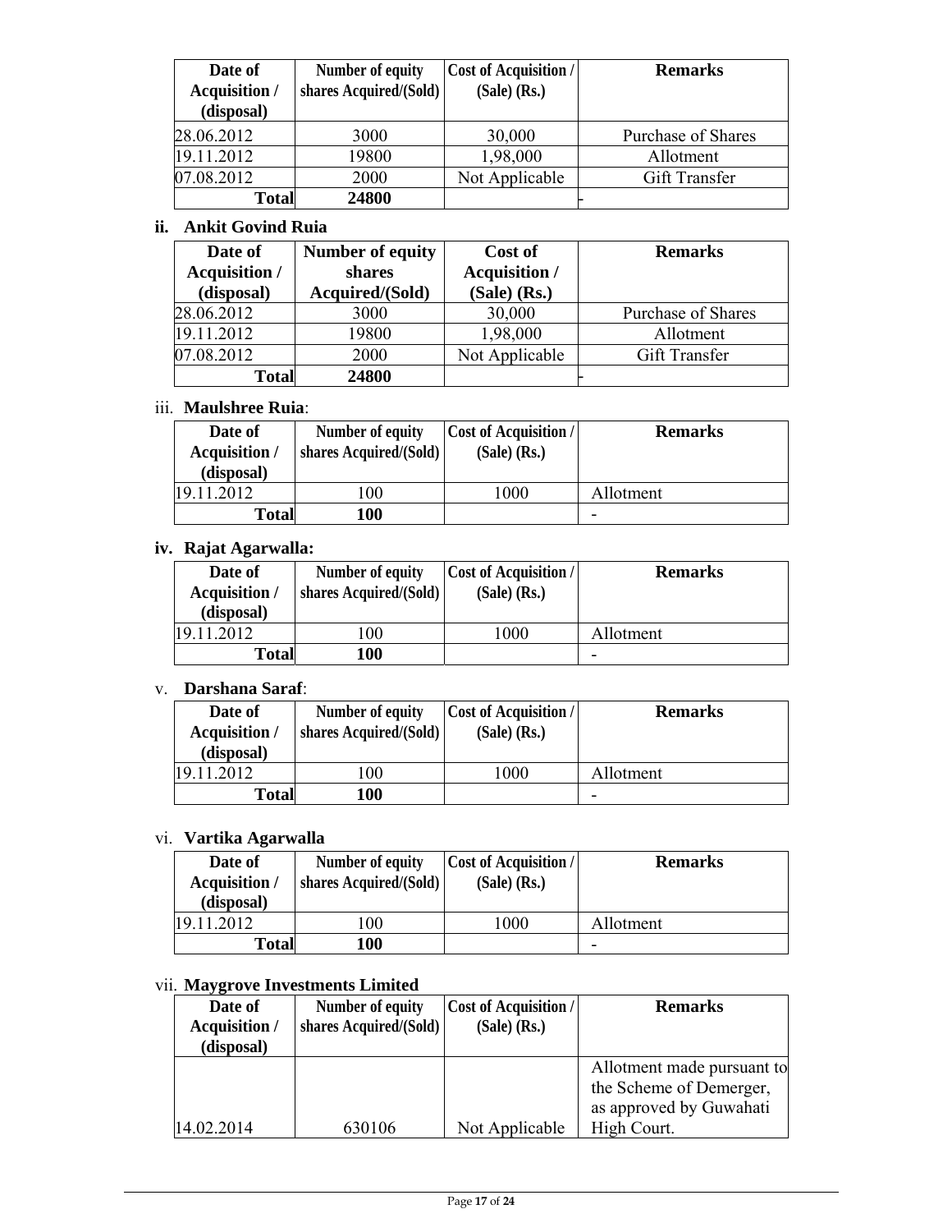| Date of Acquisition / (disposal) | Number of equity shares Acquired/(Sold) | Cost of Acquisition / (Sale) (Rs.) | Remarks |
|---|---|---|---|
| 28.06.2012 | 3000 | 30,000 | Purchase of Shares |
| 19.11.2012 | 19800 | 1,98,000 | Allotment |
| 07.08.2012 | 2000 | Not Applicable | Gift Transfer |
| **Total** | **24800** | | - |

**ii. Ankit Govind Ruia**

| Date of Acquisition / (disposal) | Number of equity shares Acquired/(Sold) | Cost of Acquisition / (Sale) (Rs.) | Remarks |
|---|---|---|---|
| 28.06.2012 | 3000 | 30,000 | Purchase of Shares |
| 19.11.2012 | 19800 | 1,98,000 | Allotment |
| 07.08.2012 | 2000 | Not Applicable | Gift Transfer |
| **Total** | **24800** | | - |

iii. **Maulshree Ruia**:

| Date of Acquisition / (disposal) | Number of equity shares Acquired/(Sold) | Cost of Acquisition / (Sale) (Rs.) | Remarks |
|---|---|---|---|
| 19.11.2012 | 100 | 1000 | Allotment |
| **Total** | **100** | | - |

**iv. Rajat Agarwalla:**

| Date of Acquisition / (disposal) | Number of equity shares Acquired/(Sold) | Cost of Acquisition / (Sale) (Rs.) | Remarks |
|---|---|---|---|
| 19.11.2012 | 100 | 1000 | Allotment |
| **Total** | **100** | | - |

v. **Darshana Saraf**:

| Date of Acquisition / (disposal) | Number of equity shares Acquired/(Sold) | Cost of Acquisition / (Sale) (Rs.) | Remarks |
|---|---|---|---|
| 19.11.2012 | 100 | 1000 | Allotment |
| **Total** | **100** | | - |

vi. **Vartika Agarwalla**

| Date of Acquisition / (disposal) | Number of equity shares Acquired/(Sold) | Cost of Acquisition / (Sale) (Rs.) | Remarks |
|---|---|---|---|
| 19.11.2012 | 100 | 1000 | Allotment |
| **Total** | **100** | | - |

vii. **Maygrove Investments Limited**

| Date of Acquisition / (disposal) | Number of equity shares Acquired/(Sold) | Cost of Acquisition / (Sale) (Rs.) | Remarks |
|---|---|---|---|
| 14.02.2014 | 630106 | Not Applicable | Allotment made pursuant to the Scheme of Demerger, as approved by Guwahati High Court. |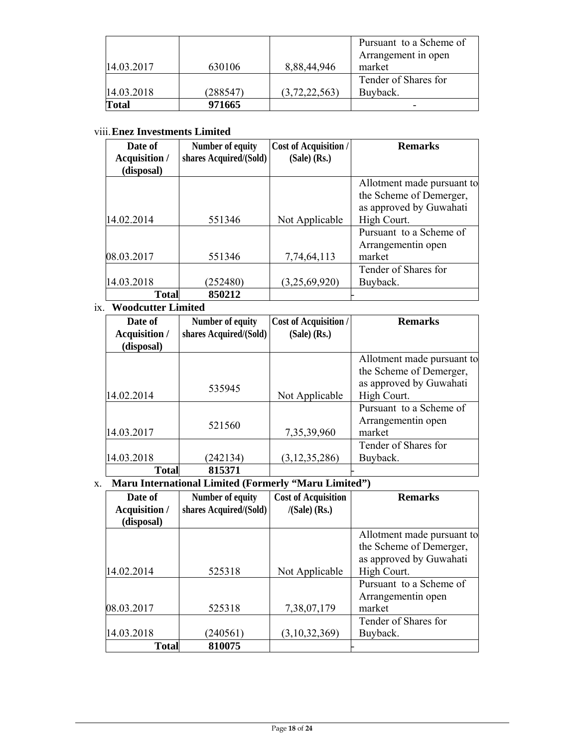| | | | |
|---|---|---|---|
| 14.03.2017 | 630106 | 8,88,44,946 | Pursuant to a Scheme of Arrangement in open market |
| 14.03.2018 | (288547) | (3,72,22,563) | Tender of Shares for Buyback. |
| **Total** | **971665** | | - |

viii. **Enez Investments Limited**

| Date of Acquisition / (disposal) | Number of equity shares Acquired/(Sold) | Cost of Acquisition / (Sale) (Rs.) | Remarks |
|---|---|---|---|
| 14.02.2014 | 551346 | Not Applicable | Allotment made pursuant to the Scheme of Demerger, as approved by Guwahati High Court. |
| 08.03.2017 | 551346 | 7,74,64,113 | Pursuant to a Scheme of Arrangementin open market |
| 14.03.2018 | (252480) | (3,25,69,920) | Tender of Shares for Buyback. |
| **Total** | **850212** | | - |

ix. **Woodcutter Limited**

| Date of Acquisition / (disposal) | Number of equity shares Acquired/(Sold) | Cost of Acquisition / (Sale) (Rs.) | Remarks |
|---|---|---|---|
| 14.02.2014 | 535945 | Not Applicable | Allotment made pursuant to the Scheme of Demerger, as approved by Guwahati High Court. |
| 14.03.2017 | 521560 | 7,35,39,960 | Pursuant to a Scheme of Arrangementin open market |
| 14.03.2018 | (242134) | (3,12,35,286) | Tender of Shares for Buyback. |
| **Total** | **815371** | | - |

x. **Maru International Limited (Formerly "Maru Limited")**

| Date of Acquisition / (disposal) | Number of equity shares Acquired/(Sold) | Cost of Acquisition /(Sale) (Rs.) | Remarks |
|---|---|---|---|
| 14.02.2014 | 525318 | Not Applicable | Allotment made pursuant to the Scheme of Demerger, as approved by Guwahati High Court. |
| 08.03.2017 | 525318 | 7,38,07,179 | Pursuant to a Scheme of Arrangementin open market |
| 14.03.2018 | (240561) | (3,10,32,369) | Tender of Shares for Buyback. |
| **Total** | **810075** | | - |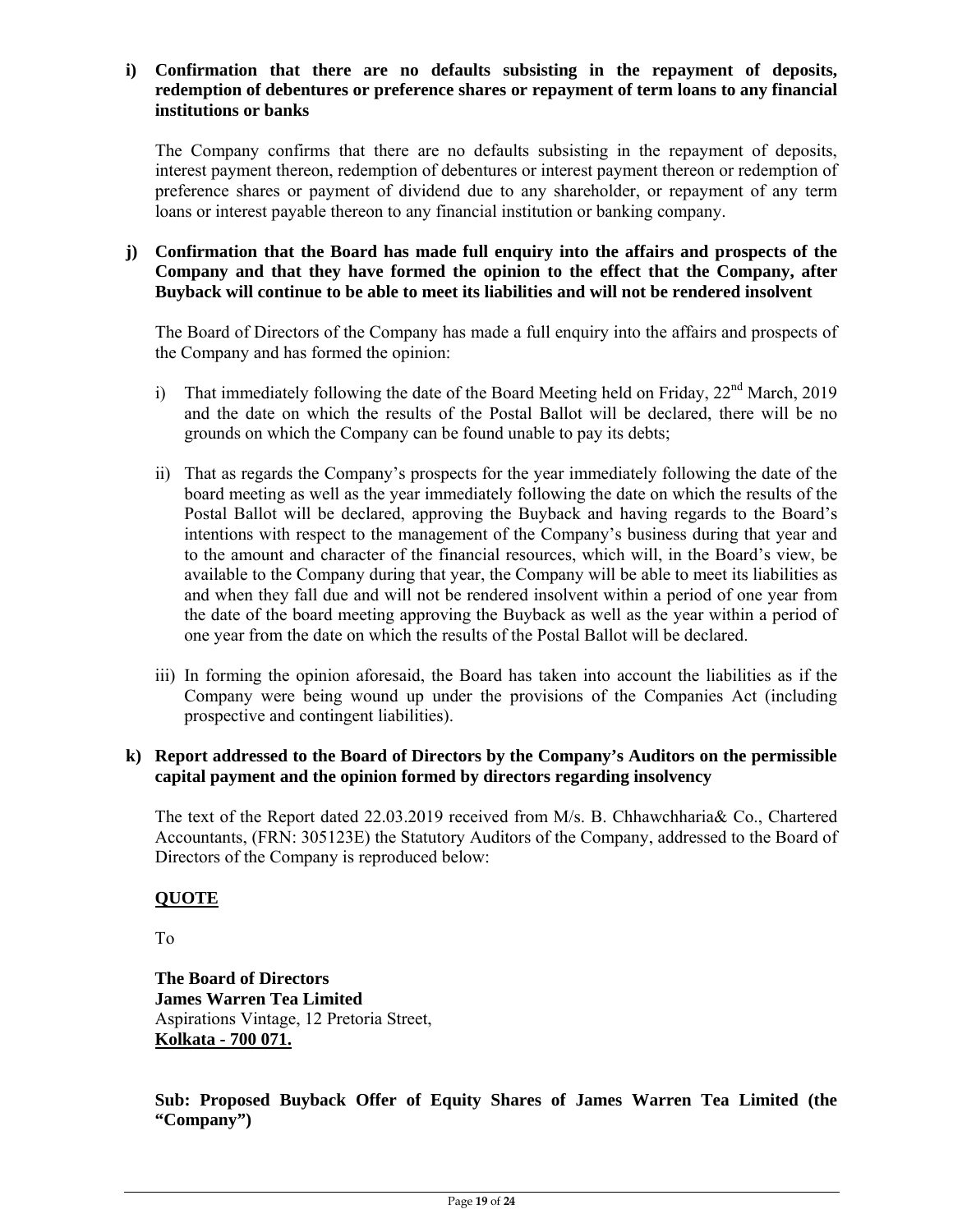**i) Confirmation that there are no defaults subsisting in the repayment of deposits, redemption of debentures or preference shares or repayment of term loans to any financial institutions or banks**

The Company confirms that there are no defaults subsisting in the repayment of deposits, interest payment thereon, redemption of debentures or interest payment thereon or redemption of preference shares or payment of dividend due to any shareholder, or repayment of any term loans or interest payable thereon to any financial institution or banking company.

**j) Confirmation that the Board has made full enquiry into the affairs and prospects of the Company and that they have formed the opinion to the effect that the Company, after Buyback will continue to be able to meet its liabilities and will not be rendered insolvent**

The Board of Directors of the Company has made a full enquiry into the affairs and prospects of the Company and has formed the opinion:

i) That immediately following the date of the Board Meeting held on Friday, 22nd March, 2019 and the date on which the results of the Postal Ballot will be declared, there will be no grounds on which the Company can be found unable to pay its debts;

ii) That as regards the Company's prospects for the year immediately following the date of the board meeting as well as the year immediately following the date on which the results of the Postal Ballot will be declared, approving the Buyback and having regards to the Board's intentions with respect to the management of the Company's business during that year and to the amount and character of the financial resources, which will, in the Board's view, be available to the Company during that year, the Company will be able to meet its liabilities as and when they fall due and will not be rendered insolvent within a period of one year from the date of the board meeting approving the Buyback as well as the year within a period of one year from the date on which the results of the Postal Ballot will be declared.

iii) In forming the opinion aforesaid, the Board has taken into account the liabilities as if the Company were being wound up under the provisions of the Companies Act (including prospective and contingent liabilities).

**k) Report addressed to the Board of Directors by the Company's Auditors on the permissible capital payment and the opinion formed by directors regarding insolvency**

The text of the Report dated 22.03.2019 received from M/s. B. Chhawchharia& Co., Chartered Accountants, (FRN: 305123E) the Statutory Auditors of the Company, addressed to the Board of Directors of the Company is reproduced below:

**QUOTE**

To

**The Board of Directors**
**James Warren Tea Limited**
Aspirations Vintage, 12 Pretoria Street,
**Kolkata - 700 071.**

**Sub: Proposed Buyback Offer of Equity Shares of James Warren Tea Limited (the "Company")**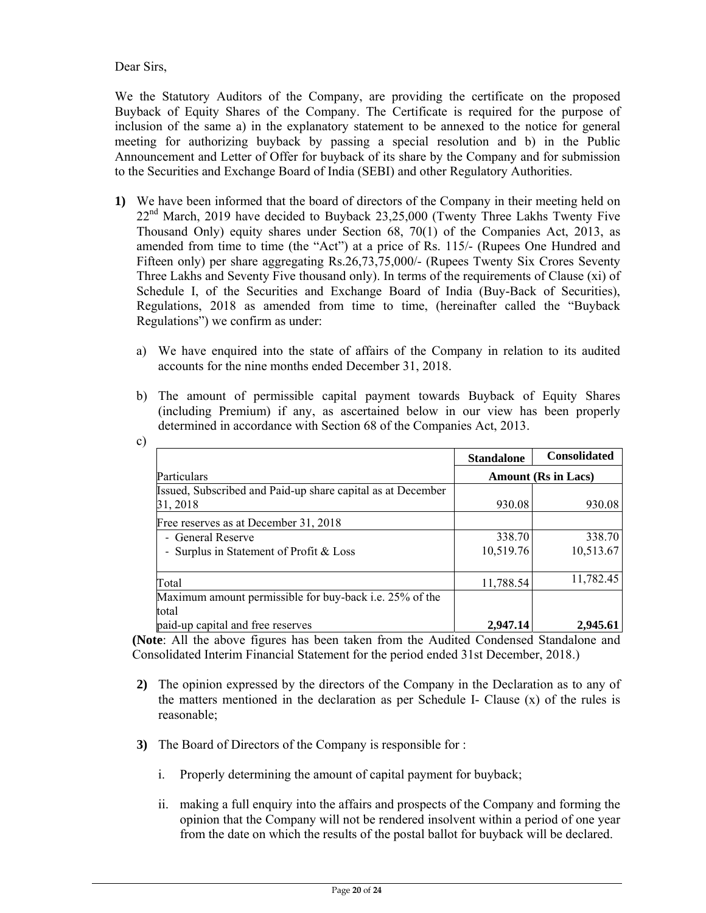Dear Sirs,

We the Statutory Auditors of the Company, are providing the certificate on the proposed Buyback of Equity Shares of the Company. The Certificate is required for the purpose of inclusion of the same a) in the explanatory statement to be annexed to the notice for general meeting for authorizing buyback by passing a special resolution and b) in the Public Announcement and Letter of Offer for buyback of its share by the Company and for submission to the Securities and Exchange Board of India (SEBI) and other Regulatory Authorities.

**1)** We have been informed that the board of directors of the Company in their meeting held on 22nd March, 2019 have decided to Buyback 23,25,000 (Twenty Three Lakhs Twenty Five Thousand Only) equity shares under Section 68, 70(1) of the Companies Act, 2013, as amended from time to time (the "Act") at a price of Rs. 115/- (Rupees One Hundred and Fifteen only) per share aggregating Rs.26,73,75,000/- (Rupees Twenty Six Crores Seventy Three Lakhs and Seventy Five thousand only). In terms of the requirements of Clause (xi) of Schedule I, of the Securities and Exchange Board of India (Buy-Back of Securities), Regulations, 2018 as amended from time to time, (hereinafter called the "Buyback Regulations") we confirm as under:

a) We have enquired into the state of affairs of the Company in relation to its audited accounts for the nine months ended December 31, 2018.

b) The amount of permissible capital payment towards Buyback of Equity Shares (including Premium) if any, as ascertained below in our view has been properly determined in accordance with Section 68 of the Companies Act, 2013.

c)

| | **Standalone** | **Consolidated** |
|---|---|---|
| Particulars | **Amount (Rs in Lacs)** | |
| Issued, Subscribed and Paid-up share capital as at December 31, 2018 | 930.08 | 930.08 |
| Free reserves as at December 31, 2018 | | |
| - General Reserve | 338.70 | 338.70 |
| - Surplus in Statement of Profit & Loss | 10,519.76 | 10,513.67 |
| Total | 11,788.54 | 11,782.45 |
| Maximum amount permissible for buy-back i.e. 25% of the total paid-up capital and free reserves | **2,947.14** | **2,945.61** |

**(Note**: All the above figures has been taken from the Audited Condensed Standalone and Consolidated Interim Financial Statement for the period ended 31st December, 2018.)

**2)** The opinion expressed by the directors of the Company in the Declaration as to any of the matters mentioned in the declaration as per Schedule I- Clause (x) of the rules is reasonable;

**3)** The Board of Directors of the Company is responsible for :

i. Properly determining the amount of capital payment for buyback;

ii. making a full enquiry into the affairs and prospects of the Company and forming the opinion that the Company will not be rendered insolvent within a period of one year from the date on which the results of the postal ballot for buyback will be declared.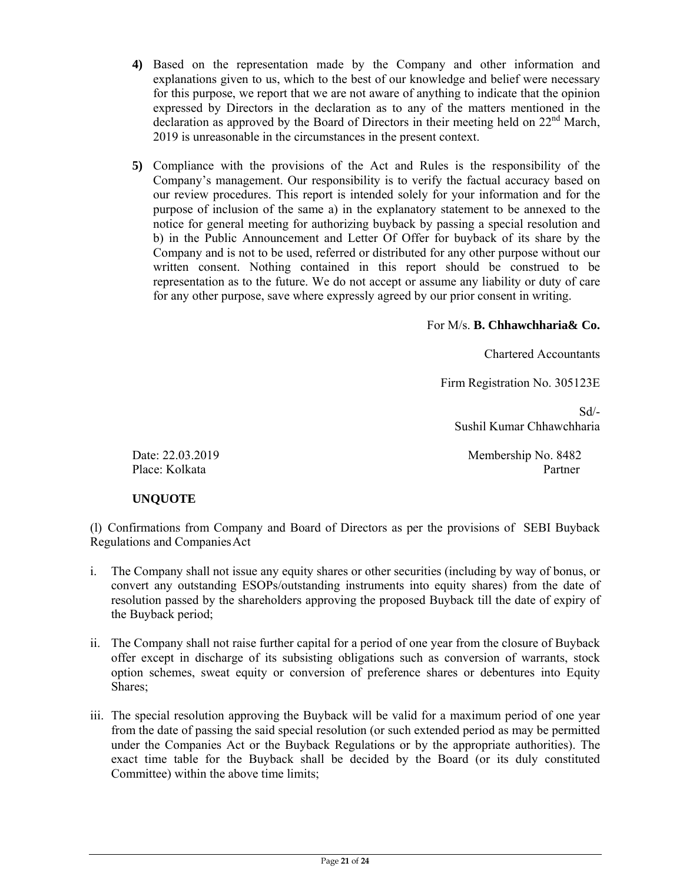**4)** Based on the representation made by the Company and other information and explanations given to us, which to the best of our knowledge and belief were necessary for this purpose, we report that we are not aware of anything to indicate that the opinion expressed by Directors in the declaration as to any of the matters mentioned in the declaration as approved by the Board of Directors in their meeting held on 22nd March, 2019 is unreasonable in the circumstances in the present context.

**5)** Compliance with the provisions of the Act and Rules is the responsibility of the Company's management. Our responsibility is to verify the factual accuracy based on our review procedures. This report is intended solely for your information and for the purpose of inclusion of the same a) in the explanatory statement to be annexed to the notice for general meeting for authorizing buyback by passing a special resolution and b) in the Public Announcement and Letter Of Offer for buyback of its share by the Company and is not to be used, referred or distributed for any other purpose without our written consent. Nothing contained in this report should be construed to be representation as to the future. We do not accept or assume any liability or duty of care for any other purpose, save where expressly agreed by our prior consent in writing.

For M/s. **B. Chhawchharia& Co.**

Chartered Accountants

Firm Registration No. 305123E

Sd/-

Sushil Kumar Chhawchharia

Membership No. 8482

Partner

Date: 22.03.2019

Place: Kolkata

**UNQUOTE**

(l) Confirmations from Company and Board of Directors as per the provisions of SEBI Buyback Regulations and Companies Act

i. The Company shall not issue any equity shares or other securities (including by way of bonus, or convert any outstanding ESOPs/outstanding instruments into equity shares) from the date of resolution passed by the shareholders approving the proposed Buyback till the date of expiry of the Buyback period;

ii. The Company shall not raise further capital for a period of one year from the closure of Buyback offer except in discharge of its subsisting obligations such as conversion of warrants, stock option schemes, sweat equity or conversion of preference shares or debentures into Equity Shares;

iii. The special resolution approving the Buyback will be valid for a maximum period of one year from the date of passing the said special resolution (or such extended period as may be permitted under the Companies Act or the Buyback Regulations or by the appropriate authorities). The exact time table for the Buyback shall be decided by the Board (or its duly constituted Committee) within the above time limits;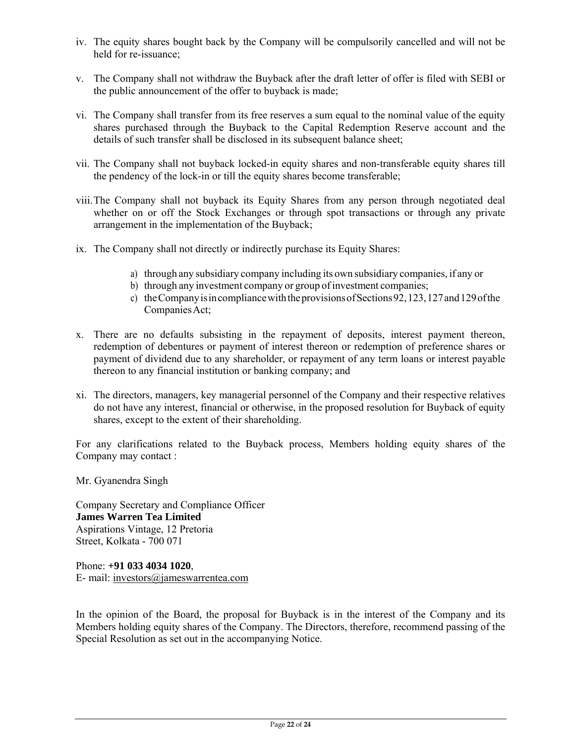iv. The equity shares bought back by the Company will be compulsorily cancelled and will not be held for re-issuance;

v. The Company shall not withdraw the Buyback after the draft letter of offer is filed with SEBI or the public announcement of the offer to buyback is made;

vi. The Company shall transfer from its free reserves a sum equal to the nominal value of the equity shares purchased through the Buyback to the Capital Redemption Reserve account and the details of such transfer shall be disclosed in its subsequent balance sheet;

vii. The Company shall not buyback locked-in equity shares and non-transferable equity shares till the pendency of the lock-in or till the equity shares become transferable;

viii. The Company shall not buyback its Equity Shares from any person through negotiated deal whether on or off the Stock Exchanges or through spot transactions or through any private arrangement in the implementation of the Buyback;

ix. The Company shall not directly or indirectly purchase its Equity Shares:

   a) through any subsidiary company including its own subsidiary companies, if any or
   b) through any investment company or group of investment companies;
   c) the Company is in compliance with the provisions of Sections 92, 123, 127 and 129 of the Companies Act;

x. There are no defaults subsisting in the repayment of deposits, interest payment thereon, redemption of debentures or payment of interest thereon or redemption of preference shares or payment of dividend due to any shareholder, or repayment of any term loans or interest payable thereon to any financial institution or banking company; and

xi. The directors, managers, key managerial personnel of the Company and their respective relatives do not have any interest, financial or otherwise, in the proposed resolution for Buyback of equity shares, except to the extent of their shareholding.

For any clarifications related to the Buyback process, Members holding equity shares of the Company may contact :

Mr. Gyanendra Singh

Company Secretary and Compliance Officer
**James Warren Tea Limited**
Aspirations Vintage, 12 Pretoria
Street, Kolkata - 700 071

Phone: **+91 033 4034 1020**,
E- mail: investors@jameswarrentea.com

In the opinion of the Board, the proposal for Buyback is in the interest of the Company and its Members holding equity shares of the Company. The Directors, therefore, recommend passing of the Special Resolution as set out in the accompanying Notice.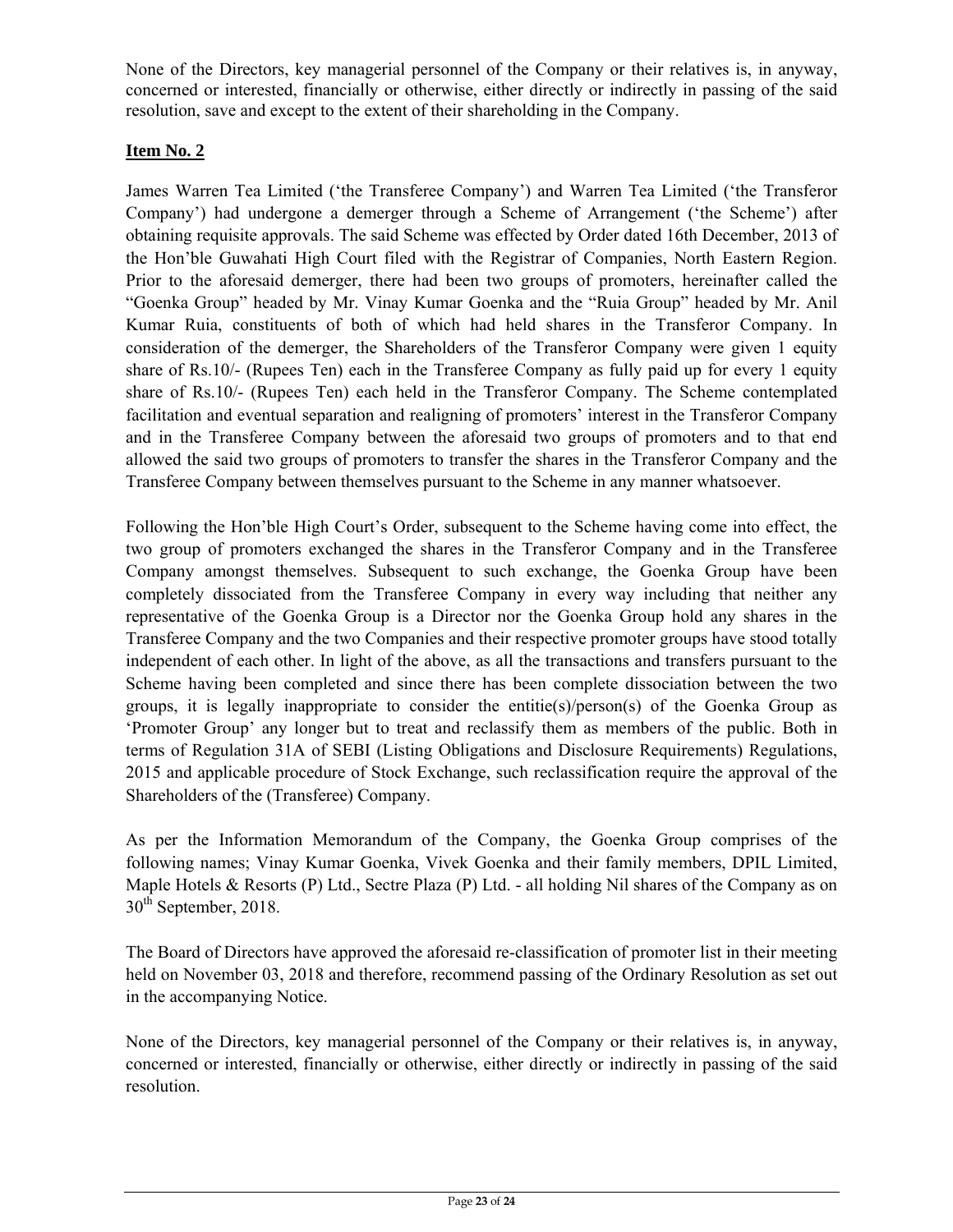None of the Directors, key managerial personnel of the Company or their relatives is, in anyway, concerned or interested, financially or otherwise, either directly or indirectly in passing of the said resolution, save and except to the extent of their shareholding in the Company.

**Item No. 2**

James Warren Tea Limited ('the Transferee Company') and Warren Tea Limited ('the Transferor Company') had undergone a demerger through a Scheme of Arrangement ('the Scheme') after obtaining requisite approvals. The said Scheme was effected by Order dated 16th December, 2013 of the Hon'ble Guwahati High Court filed with the Registrar of Companies, North Eastern Region. Prior to the aforesaid demerger, there had been two groups of promoters, hereinafter called the "Goenka Group" headed by Mr. Vinay Kumar Goenka and the "Ruia Group" headed by Mr. Anil Kumar Ruia, constituents of both of which had held shares in the Transferor Company. In consideration of the demerger, the Shareholders of the Transferor Company were given 1 equity share of Rs.10/- (Rupees Ten) each in the Transferee Company as fully paid up for every 1 equity share of Rs.10/- (Rupees Ten) each held in the Transferor Company. The Scheme contemplated facilitation and eventual separation and realigning of promoters' interest in the Transferor Company and in the Transferee Company between the aforesaid two groups of promoters and to that end allowed the said two groups of promoters to transfer the shares in the Transferor Company and the Transferee Company between themselves pursuant to the Scheme in any manner whatsoever.

Following the Hon'ble High Court's Order, subsequent to the Scheme having come into effect, the two group of promoters exchanged the shares in the Transferor Company and in the Transferee Company amongst themselves. Subsequent to such exchange, the Goenka Group have been completely dissociated from the Transferee Company in every way including that neither any representative of the Goenka Group is a Director nor the Goenka Group hold any shares in the Transferee Company and the two Companies and their respective promoter groups have stood totally independent of each other. In light of the above, as all the transactions and transfers pursuant to the Scheme having been completed and since there has been complete dissociation between the two groups, it is legally inappropriate to consider the entitie(s)/person(s) of the Goenka Group as 'Promoter Group' any longer but to treat and reclassify them as members of the public. Both in terms of Regulation 31A of SEBI (Listing Obligations and Disclosure Requirements) Regulations, 2015 and applicable procedure of Stock Exchange, such reclassification require the approval of the Shareholders of the (Transferee) Company.

As per the Information Memorandum of the Company, the Goenka Group comprises of the following names; Vinay Kumar Goenka, Vivek Goenka and their family members, DPIL Limited, Maple Hotels & Resorts (P) Ltd., Sectre Plaza (P) Ltd. - all holding Nil shares of the Company as on 30th September, 2018.

The Board of Directors have approved the aforesaid re-classification of promoter list in their meeting held on November 03, 2018 and therefore, recommend passing of the Ordinary Resolution as set out in the accompanying Notice.

None of the Directors, key managerial personnel of the Company or their relatives is, in anyway, concerned or interested, financially or otherwise, either directly or indirectly in passing of the said resolution.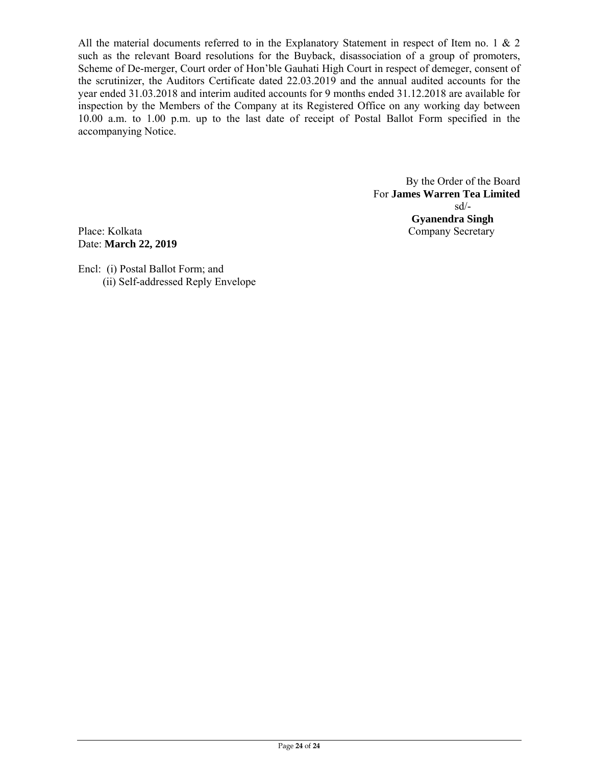All the material documents referred to in the Explanatory Statement in respect of Item no. 1 & 2 such as the relevant Board resolutions for the Buyback, disassociation of a group of promoters, Scheme of De-merger, Court order of Hon'ble Gauhati High Court in respect of demeger, consent of the scrutinizer, the Auditors Certificate dated 22.03.2019 and the annual audited accounts for the year ended 31.03.2018 and interim audited accounts for 9 months ended 31.12.2018 are available for inspection by the Members of the Company at its Registered Office on any working day between 10.00 a.m. to 1.00 p.m. up to the last date of receipt of Postal Ballot Form specified in the accompanying Notice.

By the Order of the Board
For **James Warren Tea Limited**
sd/-
**Gyanendra Singh**
Company Secretary

Place: Kolkata
Date: **March 22, 2019**

Encl: (i) Postal Ballot Form; and
(ii) Self-addressed Reply Envelope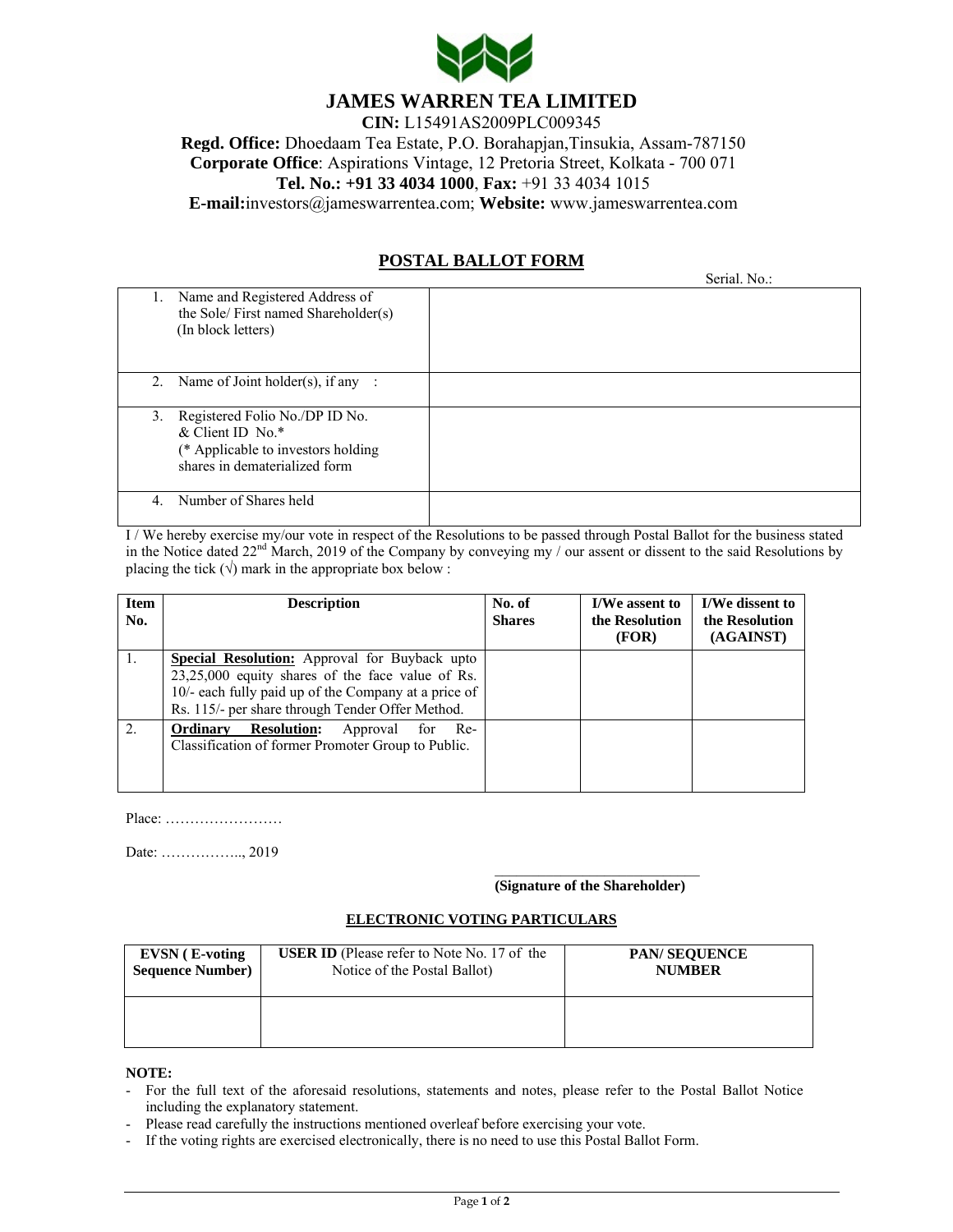# JAMES WARREN TEA LIMITED

**CIN:** L15491AS2009PLC009345

**Regd. Office:** Dhoedaam Tea Estate, P.O. Borahapjan,Tinsukia, Assam-787150

**Corporate Office**: Aspirations Vintage, 12 Pretoria Street, Kolkata - 700 071

**Tel. No.: +91 33 4034 1000**, **Fax:** +91 33 4034 1015

**E-mail:**investors@jameswarrentea.com; **Website:** www.jameswarrentea.com

## POSTAL BALLOT FORM

Serial. No.:

| | |
|---|---|
| 1. Name and Registered Address of the Sole/ First named Shareholder(s) (In block letters) | |
| 2. Name of Joint holder(s), if any : | |
| 3. Registered Folio No./DP ID No. & Client ID No.* (* Applicable to investors holding shares in dematerialized form | |
| 4. Number of Shares held | |

I / We hereby exercise my/our vote in respect of the Resolutions to be passed through Postal Ballot for the business stated in the Notice dated 22nd March, 2019 of the Company by conveying my / our assent or dissent to the said Resolutions by placing the tick (√) mark in the appropriate box below :

| Item No. | Description | No. of Shares | I/We assent to the Resolution (FOR) | I/We dissent to the Resolution (AGAINST) |
|---|---|---|---|---|
| 1. | **Special Resolution:** Approval for Buyback upto 23,25,000 equity shares of the face value of Rs. 10/- each fully paid up of the Company at a price of Rs. 115/- per share through Tender Offer Method. | | | |
| 2. | **Ordinary Resolution:** Approval for Re-Classification of former Promoter Group to Public. | | | |

Place: ……………………

Date: …………….., 2019

**(Signature of the Shareholder)**

### ELECTRONIC VOTING PARTICULARS

| **EVSN ( E-voting Sequence Number)** | **USER ID** (Please refer to Note No. 17 of the Notice of the Postal Ballot) | **PAN/ SEQUENCE NUMBER** |
|---|---|---|
| | | |

**NOTE:**

- For the full text of the aforesaid resolutions, statements and notes, please refer to the Postal Ballot Notice including the explanatory statement.
- Please read carefully the instructions mentioned overleaf before exercising your vote.
- If the voting rights are exercised electronically, there is no need to use this Postal Ballot Form.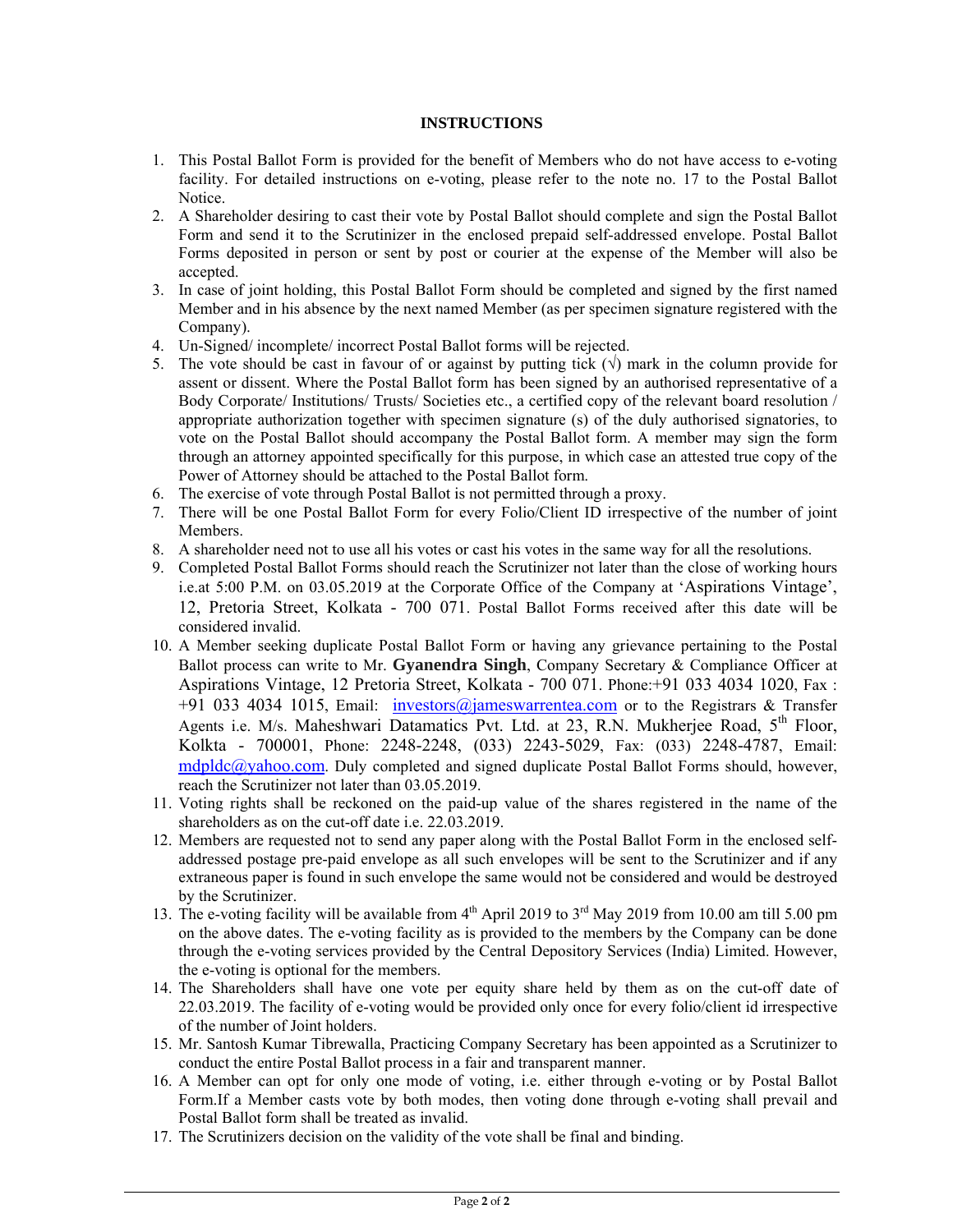## INSTRUCTIONS

1. This Postal Ballot Form is provided for the benefit of Members who do not have access to e-voting facility. For detailed instructions on e-voting, please refer to the note no. 17 to the Postal Ballot Notice.
2. A Shareholder desiring to cast their vote by Postal Ballot should complete and sign the Postal Ballot Form and send it to the Scrutinizer in the enclosed prepaid self-addressed envelope. Postal Ballot Forms deposited in person or sent by post or courier at the expense of the Member will also be accepted.
3. In case of joint holding, this Postal Ballot Form should be completed and signed by the first named Member and in his absence by the next named Member (as per specimen signature registered with the Company).
4. Un-Signed/ incomplete/ incorrect Postal Ballot forms will be rejected.
5. The vote should be cast in favour of or against by putting tick (√) mark in the column provide for assent or dissent. Where the Postal Ballot form has been signed by an authorised representative of a Body Corporate/ Institutions/ Trusts/ Societies etc., a certified copy of the relevant board resolution / appropriate authorization together with specimen signature (s) of the duly authorised signatories, to vote on the Postal Ballot should accompany the Postal Ballot form. A member may sign the form through an attorney appointed specifically for this purpose, in which case an attested true copy of the Power of Attorney should be attached to the Postal Ballot form.
6. The exercise of vote through Postal Ballot is not permitted through a proxy.
7. There will be one Postal Ballot Form for every Folio/Client ID irrespective of the number of joint Members.
8. A shareholder need not to use all his votes or cast his votes in the same way for all the resolutions.
9. Completed Postal Ballot Forms should reach the Scrutinizer not later than the close of working hours i.e.at 5:00 P.M. on 03.05.2019 at the Corporate Office of the Company at 'Aspirations Vintage', 12, Pretoria Street, Kolkata - 700 071. Postal Ballot Forms received after this date will be considered invalid.
10. A Member seeking duplicate Postal Ballot Form or having any grievance pertaining to the Postal Ballot process can write to Mr. **Gyanendra Singh**, Company Secretary & Compliance Officer at Aspirations Vintage, 12 Pretoria Street, Kolkata - 700 071. Phone:+91 033 4034 1020, Fax : +91 033 4034 1015, Email: investors@jameswarrentea.com or to the Registrars & Transfer Agents i.e. M/s. Maheshwari Datamatics Pvt. Ltd. at 23, R.N. Mukherjee Road, 5th Floor, Kolkta - 700001, Phone: 2248-2248, (033) 2243-5029, Fax: (033) 2248-4787, Email: mdpldc@yahoo.com. Duly completed and signed duplicate Postal Ballot Forms should, however, reach the Scrutinizer not later than 03.05.2019.
11. Voting rights shall be reckoned on the paid-up value of the shares registered in the name of the shareholders as on the cut-off date i.e. 22.03.2019.
12. Members are requested not to send any paper along with the Postal Ballot Form in the enclosed self-addressed postage pre-paid envelope as all such envelopes will be sent to the Scrutinizer and if any extraneous paper is found in such envelope the same would not be considered and would be destroyed by the Scrutinizer.
13. The e-voting facility will be available from 4th April 2019 to 3rd May 2019 from 10.00 am till 5.00 pm on the above dates. The e-voting facility as is provided to the members by the Company can be done through the e-voting services provided by the Central Depository Services (India) Limited. However, the e-voting is optional for the members.
14. The Shareholders shall have one vote per equity share held by them as on the cut-off date of 22.03.2019. The facility of e-voting would be provided only once for every folio/client id irrespective of the number of Joint holders.
15. Mr. Santosh Kumar Tibrewalla, Practicing Company Secretary has been appointed as a Scrutinizer to conduct the entire Postal Ballot process in a fair and transparent manner.
16. A Member can opt for only one mode of voting, i.e. either through e-voting or by Postal Ballot Form.If a Member casts vote by both modes, then voting done through e-voting shall prevail and Postal Ballot form shall be treated as invalid.
17. The Scrutinizers decision on the validity of the vote shall be final and binding.